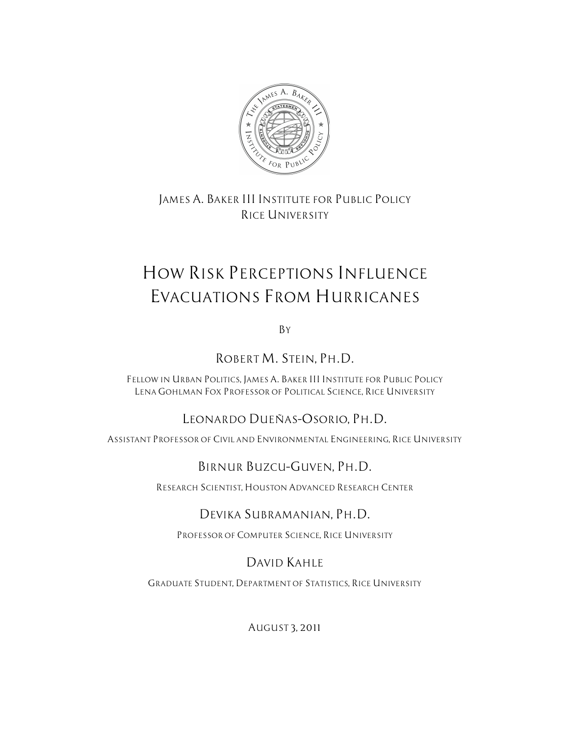James A. Baker III Institute for Public Policy
Rice University

# How Risk Perceptions Influence Evacuations From Hurricanes

By

Robert M. Stein, Ph.D.

Fellow in Urban Politics, James A. Baker III Institute for Public Policy
Lena Gohlman Fox Professor of Political Science, Rice University

Leonardo Dueñas-Osorio, Ph.D.

Assistant Professor of Civil and Environmental Engineering, Rice University

Birnur Buzcu-Guven, Ph.D.

Research Scientist, Houston Advanced Research Center

Devika Subramanian, Ph.D.

Professor of Computer Science, Rice University

David Kahle

Graduate Student, Department of Statistics, Rice University

August 3, 2011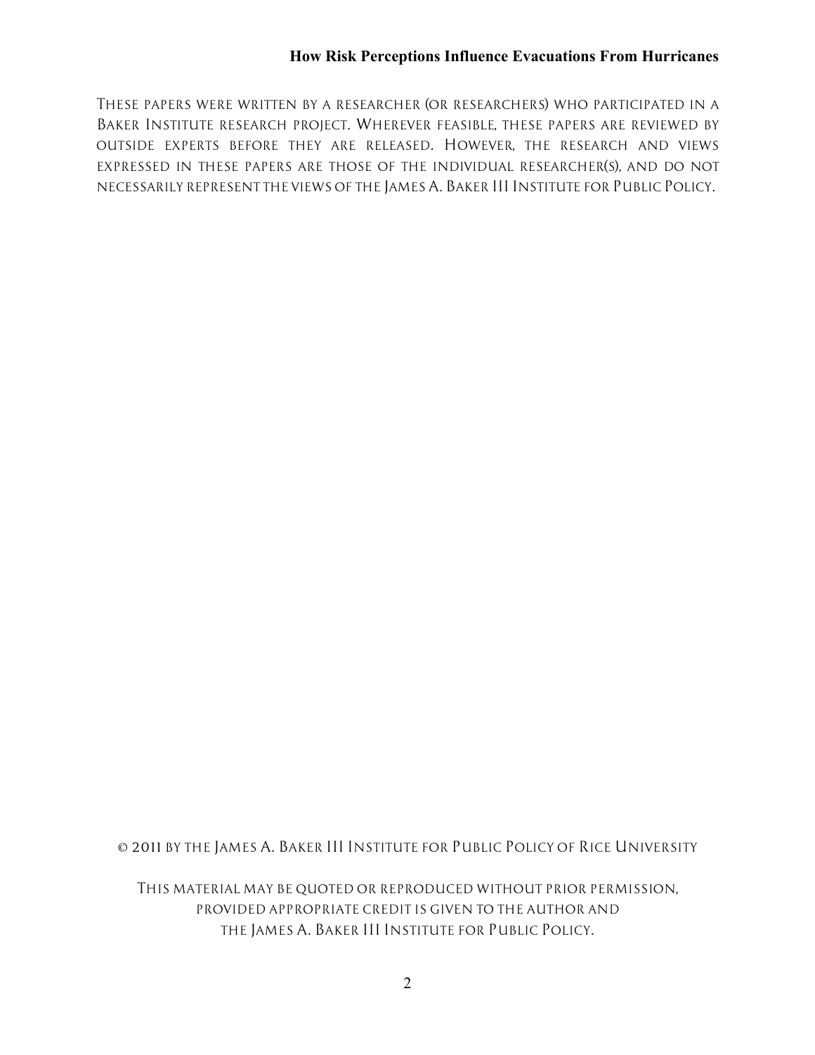These papers were written by a researcher (or researchers) who participated in a Baker Institute research project. Wherever feasible, these papers are reviewed by outside experts before they are released. However, the research and views expressed in these papers are those of the individual researcher(s), and do not necessarily represent the views of the James A. Baker III Institute for Public Policy.

© 2011 by the James A. Baker III Institute for Public Policy of Rice University

This material may be quoted or reproduced without prior permission, provided appropriate credit is given to the author and the James A. Baker III Institute for Public Policy.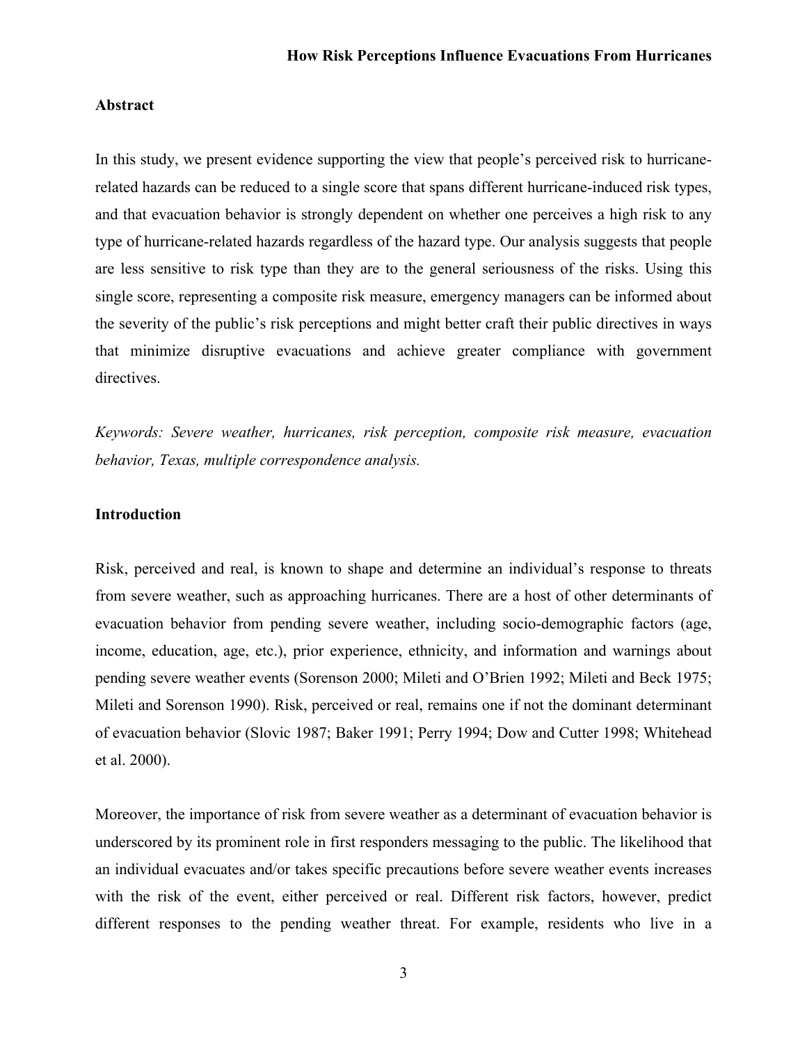## Abstract

In this study, we present evidence supporting the view that people's perceived risk to hurricane-related hazards can be reduced to a single score that spans different hurricane-induced risk types, and that evacuation behavior is strongly dependent on whether one perceives a high risk to any type of hurricane-related hazards regardless of the hazard type. Our analysis suggests that people are less sensitive to risk type than they are to the general seriousness of the risks. Using this single score, representing a composite risk measure, emergency managers can be informed about the severity of the public's risk perceptions and might better craft their public directives in ways that minimize disruptive evacuations and achieve greater compliance with government directives.

*Keywords: Severe weather, hurricanes, risk perception, composite risk measure, evacuation behavior, Texas, multiple correspondence analysis.*

## Introduction

Risk, perceived and real, is known to shape and determine an individual's response to threats from severe weather, such as approaching hurricanes. There are a host of other determinants of evacuation behavior from pending severe weather, including socio-demographic factors (age, income, education, age, etc.), prior experience, ethnicity, and information and warnings about pending severe weather events (Sorenson 2000; Mileti and O'Brien 1992; Mileti and Beck 1975; Mileti and Sorenson 1990). Risk, perceived or real, remains one if not the dominant determinant of evacuation behavior (Slovic 1987; Baker 1991; Perry 1994; Dow and Cutter 1998; Whitehead et al. 2000).

Moreover, the importance of risk from severe weather as a determinant of evacuation behavior is underscored by its prominent role in first responders messaging to the public. The likelihood that an individual evacuates and/or takes specific precautions before severe weather events increases with the risk of the event, either perceived or real. Different risk factors, however, predict different responses to the pending weather threat. For example, residents who live in a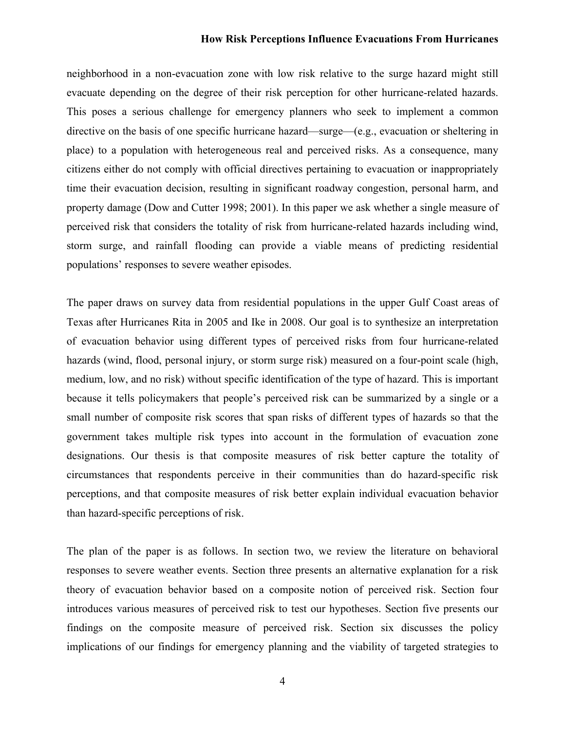neighborhood in a non-evacuation zone with low risk relative to the surge hazard might still evacuate depending on the degree of their risk perception for other hurricane-related hazards. This poses a serious challenge for emergency planners who seek to implement a common directive on the basis of one specific hurricane hazard—surge—(e.g., evacuation or sheltering in place) to a population with heterogeneous real and perceived risks. As a consequence, many citizens either do not comply with official directives pertaining to evacuation or inappropriately time their evacuation decision, resulting in significant roadway congestion, personal harm, and property damage (Dow and Cutter 1998; 2001). In this paper we ask whether a single measure of perceived risk that considers the totality of risk from hurricane-related hazards including wind, storm surge, and rainfall flooding can provide a viable means of predicting residential populations' responses to severe weather episodes.

The paper draws on survey data from residential populations in the upper Gulf Coast areas of Texas after Hurricanes Rita in 2005 and Ike in 2008. Our goal is to synthesize an interpretation of evacuation behavior using different types of perceived risks from four hurricane-related hazards (wind, flood, personal injury, or storm surge risk) measured on a four-point scale (high, medium, low, and no risk) without specific identification of the type of hazard. This is important because it tells policymakers that people's perceived risk can be summarized by a single or a small number of composite risk scores that span risks of different types of hazards so that the government takes multiple risk types into account in the formulation of evacuation zone designations. Our thesis is that composite measures of risk better capture the totality of circumstances that respondents perceive in their communities than do hazard-specific risk perceptions, and that composite measures of risk better explain individual evacuation behavior than hazard-specific perceptions of risk.

The plan of the paper is as follows. In section two, we review the literature on behavioral responses to severe weather events. Section three presents an alternative explanation for a risk theory of evacuation behavior based on a composite notion of perceived risk. Section four introduces various measures of perceived risk to test our hypotheses. Section five presents our findings on the composite measure of perceived risk. Section six discusses the policy implications of our findings for emergency planning and the viability of targeted strategies to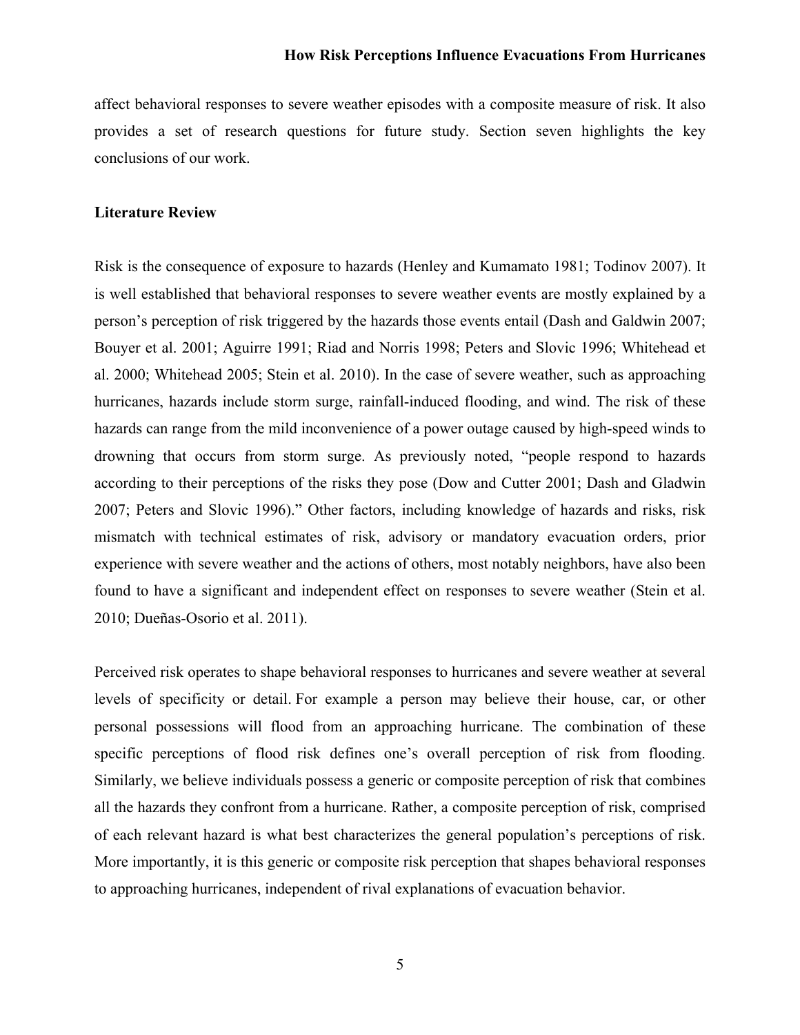affect behavioral responses to severe weather episodes with a composite measure of risk. It also provides a set of research questions for future study. Section seven highlights the key conclusions of our work.

## Literature Review

Risk is the consequence of exposure to hazards (Henley and Kumamato 1981; Todinov 2007). It is well established that behavioral responses to severe weather events are mostly explained by a person's perception of risk triggered by the hazards those events entail (Dash and Galdwin 2007; Bouyer et al. 2001; Aguirre 1991; Riad and Norris 1998; Peters and Slovic 1996; Whitehead et al. 2000; Whitehead 2005; Stein et al. 2010). In the case of severe weather, such as approaching hurricanes, hazards include storm surge, rainfall-induced flooding, and wind. The risk of these hazards can range from the mild inconvenience of a power outage caused by high-speed winds to drowning that occurs from storm surge. As previously noted, "people respond to hazards according to their perceptions of the risks they pose (Dow and Cutter 2001; Dash and Gladwin 2007; Peters and Slovic 1996)." Other factors, including knowledge of hazards and risks, risk mismatch with technical estimates of risk, advisory or mandatory evacuation orders, prior experience with severe weather and the actions of others, most notably neighbors, have also been found to have a significant and independent effect on responses to severe weather (Stein et al. 2010; Dueñas-Osorio et al. 2011).

Perceived risk operates to shape behavioral responses to hurricanes and severe weather at several levels of specificity or detail. For example a person may believe their house, car, or other personal possessions will flood from an approaching hurricane. The combination of these specific perceptions of flood risk defines one's overall perception of risk from flooding. Similarly, we believe individuals possess a generic or composite perception of risk that combines all the hazards they confront from a hurricane. Rather, a composite perception of risk, comprised of each relevant hazard is what best characterizes the general population's perceptions of risk. More importantly, it is this generic or composite risk perception that shapes behavioral responses to approaching hurricanes, independent of rival explanations of evacuation behavior.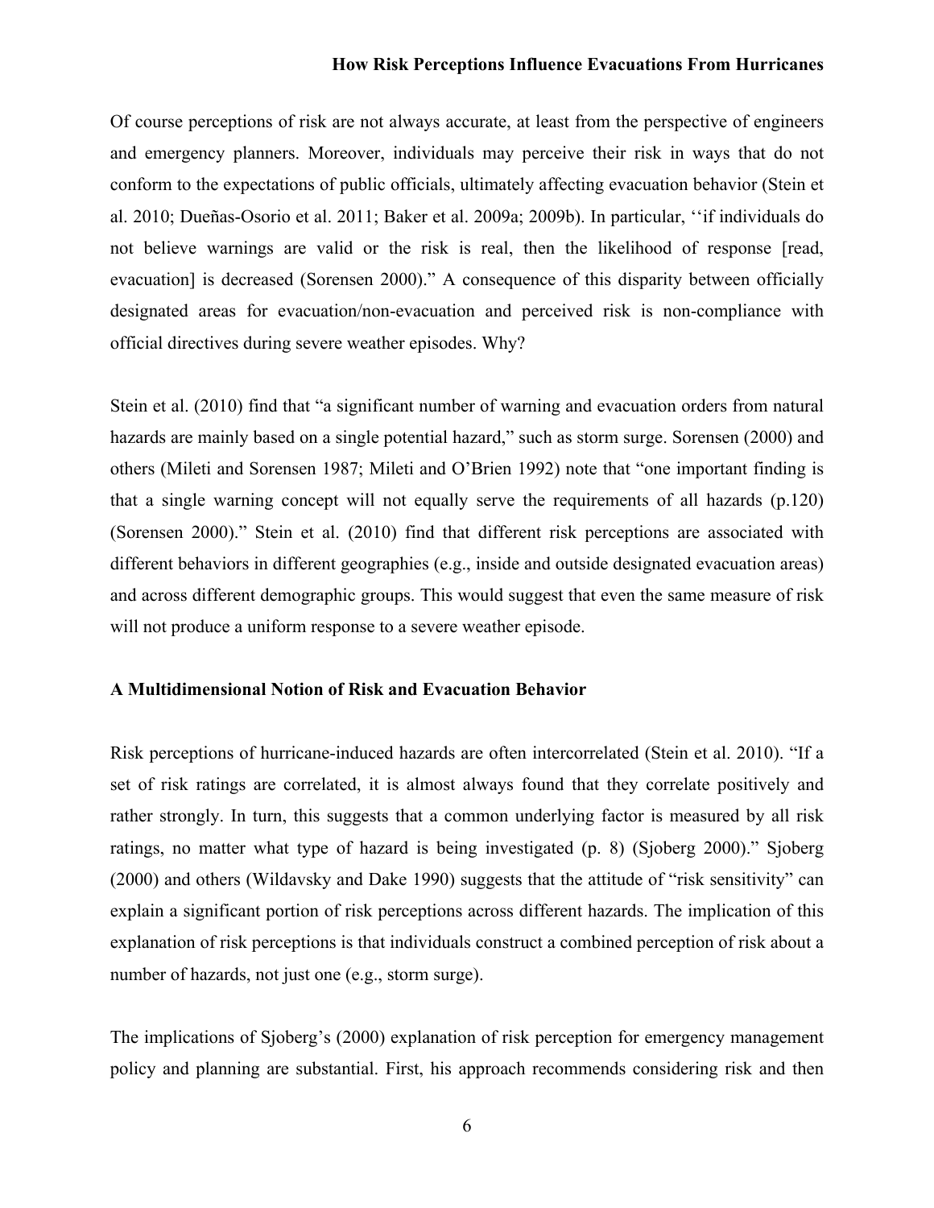Of course perceptions of risk are not always accurate, at least from the perspective of engineers and emergency planners. Moreover, individuals may perceive their risk in ways that do not conform to the expectations of public officials, ultimately affecting evacuation behavior (Stein et al. 2010; Dueñas-Osorio et al. 2011; Baker et al. 2009a; 2009b). In particular, ‘‘if individuals do not believe warnings are valid or the risk is real, then the likelihood of response [read, evacuation] is decreased (Sorensen 2000).” A consequence of this disparity between officially designated areas for evacuation/non-evacuation and perceived risk is non-compliance with official directives during severe weather episodes. Why?

Stein et al. (2010) find that “a significant number of warning and evacuation orders from natural hazards are mainly based on a single potential hazard,” such as storm surge. Sorensen (2000) and others (Mileti and Sorensen 1987; Mileti and O’Brien 1992) note that “one important finding is that a single warning concept will not equally serve the requirements of all hazards (p.120) (Sorensen 2000).” Stein et al. (2010) find that different risk perceptions are associated with different behaviors in different geographies (e.g., inside and outside designated evacuation areas) and across different demographic groups. This would suggest that even the same measure of risk will not produce a uniform response to a severe weather episode.

## A Multidimensional Notion of Risk and Evacuation Behavior

Risk perceptions of hurricane-induced hazards are often intercorrelated (Stein et al. 2010). “If a set of risk ratings are correlated, it is almost always found that they correlate positively and rather strongly. In turn, this suggests that a common underlying factor is measured by all risk ratings, no matter what type of hazard is being investigated (p. 8) (Sjoberg 2000).” Sjoberg (2000) and others (Wildavsky and Dake 1990) suggests that the attitude of “risk sensitivity” can explain a significant portion of risk perceptions across different hazards. The implication of this explanation of risk perceptions is that individuals construct a combined perception of risk about a number of hazards, not just one (e.g., storm surge).

The implications of Sjoberg’s (2000) explanation of risk perception for emergency management policy and planning are substantial. First, his approach recommends considering risk and then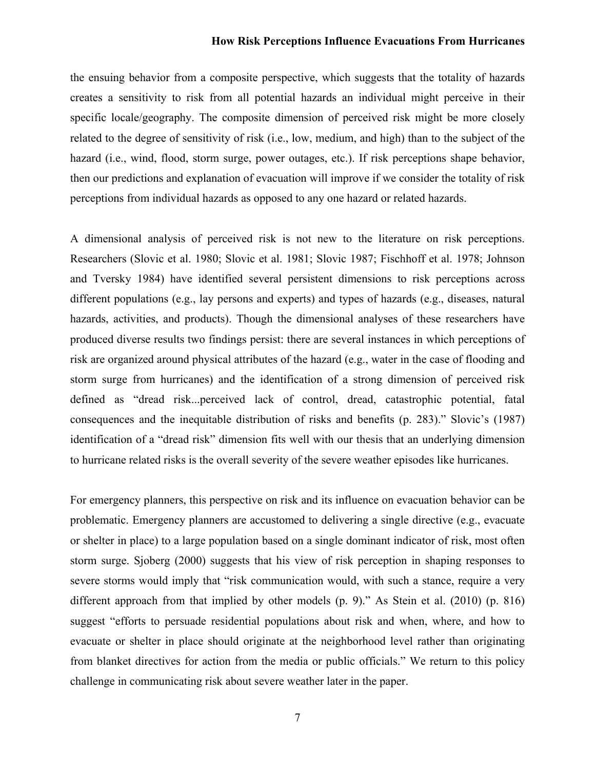the ensuing behavior from a composite perspective, which suggests that the totality of hazards creates a sensitivity to risk from all potential hazards an individual might perceive in their specific locale/geography. The composite dimension of perceived risk might be more closely related to the degree of sensitivity of risk (i.e., low, medium, and high) than to the subject of the hazard (i.e., wind, flood, storm surge, power outages, etc.). If risk perceptions shape behavior, then our predictions and explanation of evacuation will improve if we consider the totality of risk perceptions from individual hazards as opposed to any one hazard or related hazards.

A dimensional analysis of perceived risk is not new to the literature on risk perceptions. Researchers (Slovic et al. 1980; Slovic et al. 1981; Slovic 1987; Fischhoff et al. 1978; Johnson and Tversky 1984) have identified several persistent dimensions to risk perceptions across different populations (e.g., lay persons and experts) and types of hazards (e.g., diseases, natural hazards, activities, and products). Though the dimensional analyses of these researchers have produced diverse results two findings persist: there are several instances in which perceptions of risk are organized around physical attributes of the hazard (e.g., water in the case of flooding and storm surge from hurricanes) and the identification of a strong dimension of perceived risk defined as "dread risk...perceived lack of control, dread, catastrophic potential, fatal consequences and the inequitable distribution of risks and benefits (p. 283)." Slovic's (1987) identification of a "dread risk" dimension fits well with our thesis that an underlying dimension to hurricane related risks is the overall severity of the severe weather episodes like hurricanes.

For emergency planners, this perspective on risk and its influence on evacuation behavior can be problematic. Emergency planners are accustomed to delivering a single directive (e.g., evacuate or shelter in place) to a large population based on a single dominant indicator of risk, most often storm surge. Sjoberg (2000) suggests that his view of risk perception in shaping responses to severe storms would imply that "risk communication would, with such a stance, require a very different approach from that implied by other models (p. 9)." As Stein et al. (2010) (p. 816) suggest "efforts to persuade residential populations about risk and when, where, and how to evacuate or shelter in place should originate at the neighborhood level rather than originating from blanket directives for action from the media or public officials." We return to this policy challenge in communicating risk about severe weather later in the paper.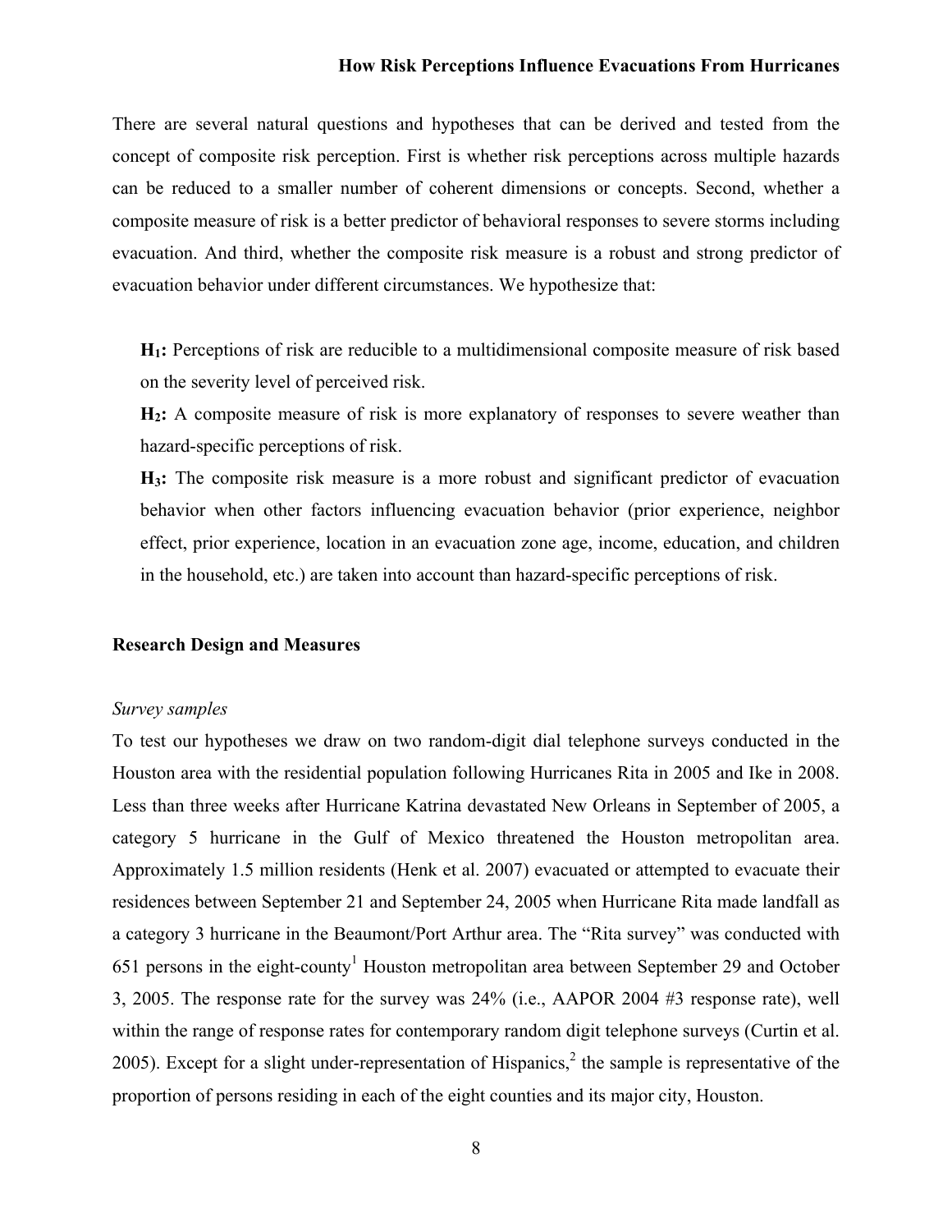There are several natural questions and hypotheses that can be derived and tested from the concept of composite risk perception. First is whether risk perceptions across multiple hazards can be reduced to a smaller number of coherent dimensions or concepts. Second, whether a composite measure of risk is a better predictor of behavioral responses to severe storms including evacuation. And third, whether the composite risk measure is a robust and strong predictor of evacuation behavior under different circumstances. We hypothesize that:

**$H_1$:** Perceptions of risk are reducible to a multidimensional composite measure of risk based on the severity level of perceived risk.

**$H_2$:** A composite measure of risk is more explanatory of responses to severe weather than hazard-specific perceptions of risk.

**$H_3$:** The composite risk measure is a more robust and significant predictor of evacuation behavior when other factors influencing evacuation behavior (prior experience, neighbor effect, prior experience, location in an evacuation zone age, income, education, and children in the household, etc.) are taken into account than hazard-specific perceptions of risk.

## Research Design and Measures

### *Survey samples*

To test our hypotheses we draw on two random-digit dial telephone surveys conducted in the Houston area with the residential population following Hurricanes Rita in 2005 and Ike in 2008. Less than three weeks after Hurricane Katrina devastated New Orleans in September of 2005, a category 5 hurricane in the Gulf of Mexico threatened the Houston metropolitan area. Approximately 1.5 million residents (Henk et al. 2007) evacuated or attempted to evacuate their residences between September 21 and September 24, 2005 when Hurricane Rita made landfall as a category 3 hurricane in the Beaumont/Port Arthur area. The "Rita survey" was conducted with 651 persons in the eight-county[1] Houston metropolitan area between September 29 and October 3, 2005. The response rate for the survey was 24% (i.e., AAPOR 2004 #3 response rate), well within the range of response rates for contemporary random digit telephone surveys (Curtin et al. 2005). Except for a slight under-representation of Hispanics,[2] the sample is representative of the proportion of persons residing in each of the eight counties and its major city, Houston.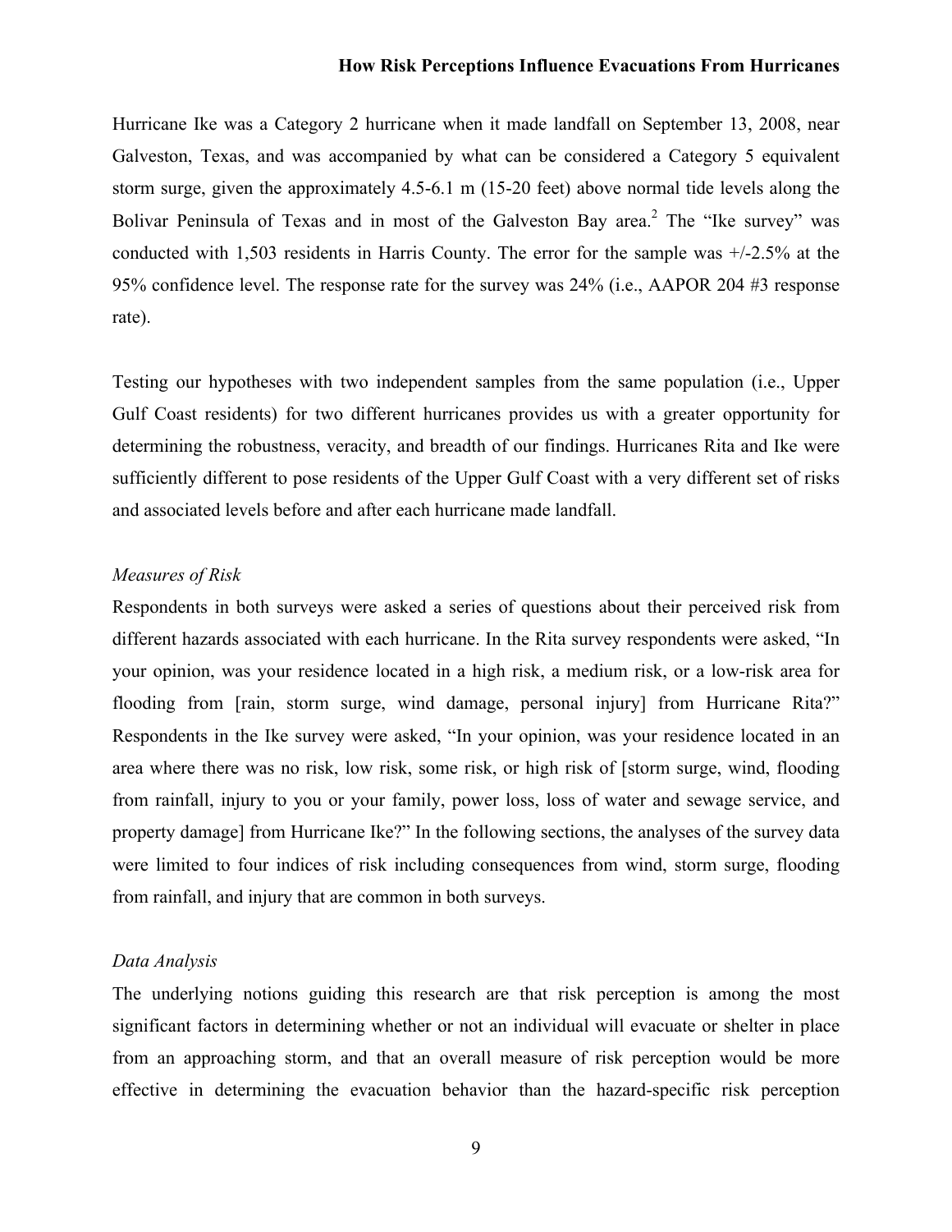Hurricane Ike was a Category 2 hurricane when it made landfall on September 13, 2008, near Galveston, Texas, and was accompanied by what can be considered a Category 5 equivalent storm surge, given the approximately 4.5-6.1 m (15-20 feet) above normal tide levels along the Bolivar Peninsula of Texas and in most of the Galveston Bay area.[2] The "Ike survey" was conducted with 1,503 residents in Harris County. The error for the sample was +/-2.5% at the 95% confidence level. The response rate for the survey was 24% (i.e., AAPOR 204 #3 response rate).

Testing our hypotheses with two independent samples from the same population (i.e., Upper Gulf Coast residents) for two different hurricanes provides us with a greater opportunity for determining the robustness, veracity, and breadth of our findings. Hurricanes Rita and Ike were sufficiently different to pose residents of the Upper Gulf Coast with a very different set of risks and associated levels before and after each hurricane made landfall.

*Measures of Risk*

Respondents in both surveys were asked a series of questions about their perceived risk from different hazards associated with each hurricane. In the Rita survey respondents were asked, "In your opinion, was your residence located in a high risk, a medium risk, or a low-risk area for flooding from [rain, storm surge, wind damage, personal injury] from Hurricane Rita?" Respondents in the Ike survey were asked, "In your opinion, was your residence located in an area where there was no risk, low risk, some risk, or high risk of [storm surge, wind, flooding from rainfall, injury to you or your family, power loss, loss of water and sewage service, and property damage] from Hurricane Ike?" In the following sections, the analyses of the survey data were limited to four indices of risk including consequences from wind, storm surge, flooding from rainfall, and injury that are common in both surveys.

*Data Analysis*

The underlying notions guiding this research are that risk perception is among the most significant factors in determining whether or not an individual will evacuate or shelter in place from an approaching storm, and that an overall measure of risk perception would be more effective in determining the evacuation behavior than the hazard-specific risk perception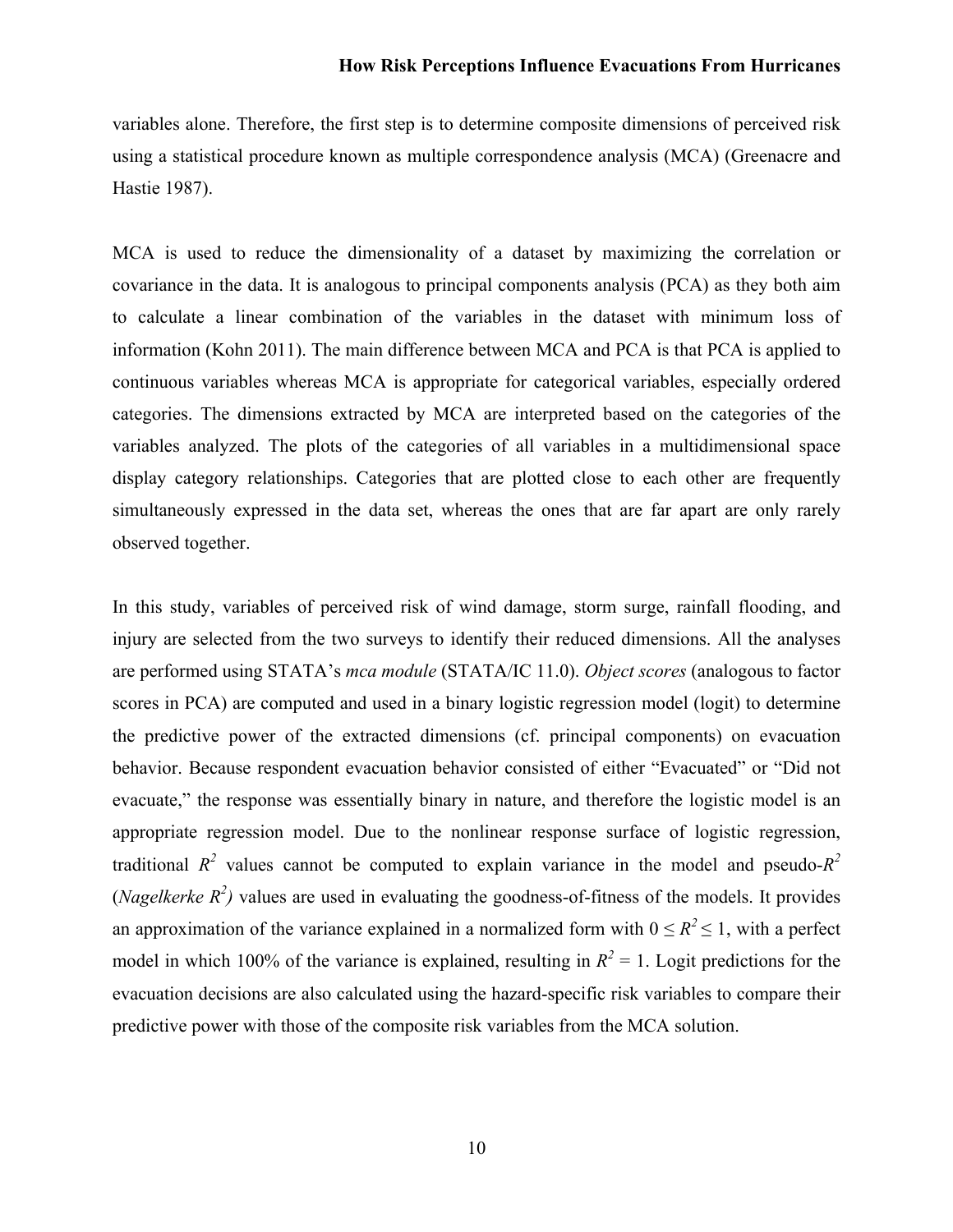variables alone. Therefore, the first step is to determine composite dimensions of perceived risk using a statistical procedure known as multiple correspondence analysis (MCA) (Greenacre and Hastie 1987).

MCA is used to reduce the dimensionality of a dataset by maximizing the correlation or covariance in the data. It is analogous to principal components analysis (PCA) as they both aim to calculate a linear combination of the variables in the dataset with minimum loss of information (Kohn 2011). The main difference between MCA and PCA is that PCA is applied to continuous variables whereas MCA is appropriate for categorical variables, especially ordered categories. The dimensions extracted by MCA are interpreted based on the categories of the variables analyzed. The plots of the categories of all variables in a multidimensional space display category relationships. Categories that are plotted close to each other are frequently simultaneously expressed in the data set, whereas the ones that are far apart are only rarely observed together.

In this study, variables of perceived risk of wind damage, storm surge, rainfall flooding, and injury are selected from the two surveys to identify their reduced dimensions. All the analyses are performed using STATA's *mca module* (STATA/IC 11.0). *Object scores* (analogous to factor scores in PCA) are computed and used in a binary logistic regression model (logit) to determine the predictive power of the extracted dimensions (cf. principal components) on evacuation behavior. Because respondent evacuation behavior consisted of either "Evacuated" or "Did not evacuate," the response was essentially binary in nature, and therefore the logistic model is an appropriate regression model. Due to the nonlinear response surface of logistic regression, traditional $R^2$ values cannot be computed to explain variance in the model and pseudo-$R^2$ (*Nagelkerke* $R^2$) values are used in evaluating the goodness-of-fitness of the models. It provides an approximation of the variance explained in a normalized form with $0 \leq R^2 \leq 1$, with a perfect model in which 100% of the variance is explained, resulting in $R^2 = 1$. Logit predictions for the evacuation decisions are also calculated using the hazard-specific risk variables to compare their predictive power with those of the composite risk variables from the MCA solution.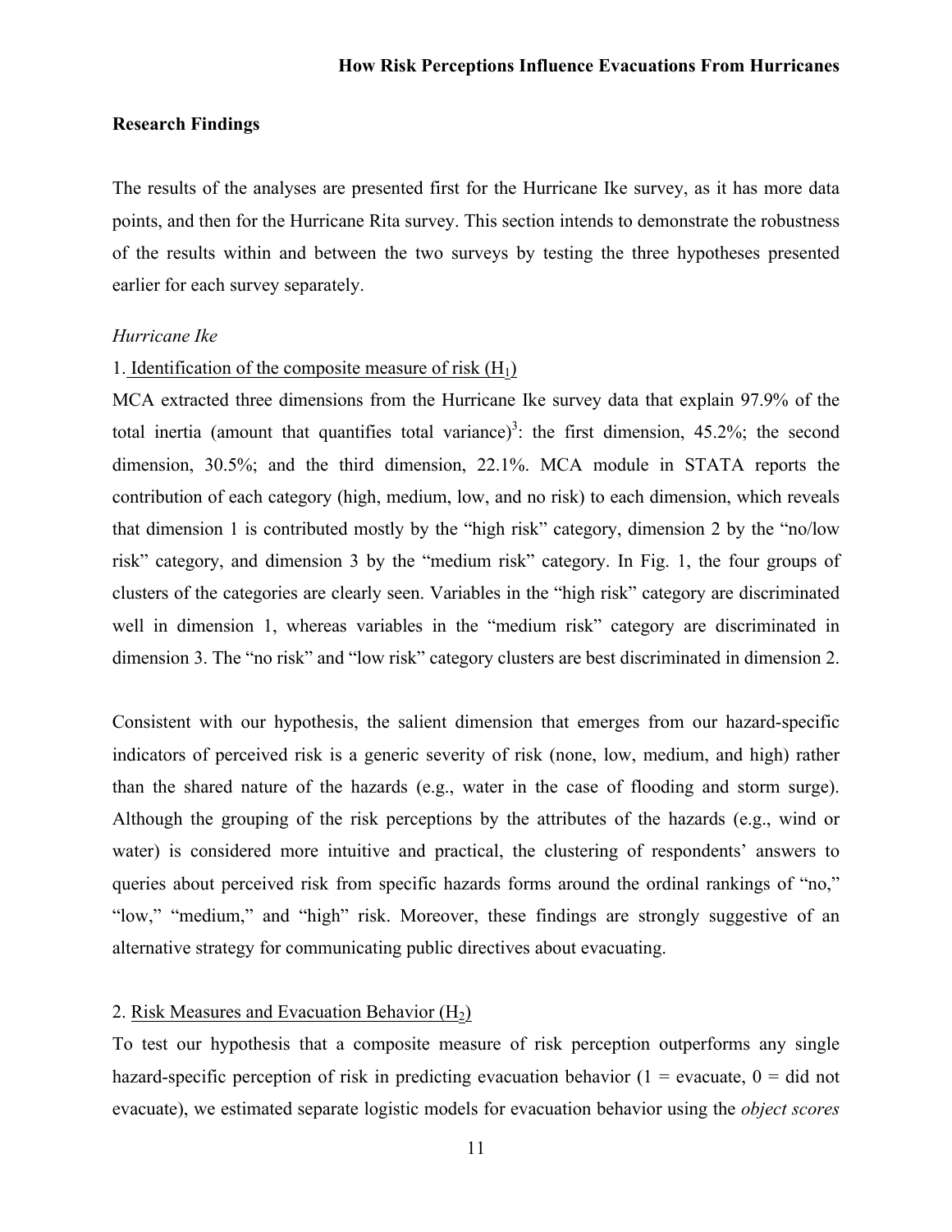## Research Findings

The results of the analyses are presented first for the Hurricane Ike survey, as it has more data points, and then for the Hurricane Rita survey. This section intends to demonstrate the robustness of the results within and between the two surveys by testing the three hypotheses presented earlier for each survey separately.

### *Hurricane Ike*

1. Identification of the composite measure of risk ($H_1$)

MCA extracted three dimensions from the Hurricane Ike survey data that explain 97.9% of the total inertia (amount that quantifies total variance)[3]: the first dimension, 45.2%; the second dimension, 30.5%; and the third dimension, 22.1%. MCA module in STATA reports the contribution of each category (high, medium, low, and no risk) to each dimension, which reveals that dimension 1 is contributed mostly by the "high risk" category, dimension 2 by the "no/low risk" category, and dimension 3 by the "medium risk" category. In Fig. 1, the four groups of clusters of the categories are clearly seen. Variables in the "high risk" category are discriminated well in dimension 1, whereas variables in the "medium risk" category are discriminated in dimension 3. The "no risk" and "low risk" category clusters are best discriminated in dimension 2.

Consistent with our hypothesis, the salient dimension that emerges from our hazard-specific indicators of perceived risk is a generic severity of risk (none, low, medium, and high) rather than the shared nature of the hazards (e.g., water in the case of flooding and storm surge). Although the grouping of the risk perceptions by the attributes of the hazards (e.g., wind or water) is considered more intuitive and practical, the clustering of respondents' answers to queries about perceived risk from specific hazards forms around the ordinal rankings of "no," "low," "medium," and "high" risk. Moreover, these findings are strongly suggestive of an alternative strategy for communicating public directives about evacuating.

2. Risk Measures and Evacuation Behavior ($H_2$)

To test our hypothesis that a composite measure of risk perception outperforms any single hazard-specific perception of risk in predicting evacuation behavior (1 = evacuate, 0 = did not evacuate), we estimated separate logistic models for evacuation behavior using the *object scores*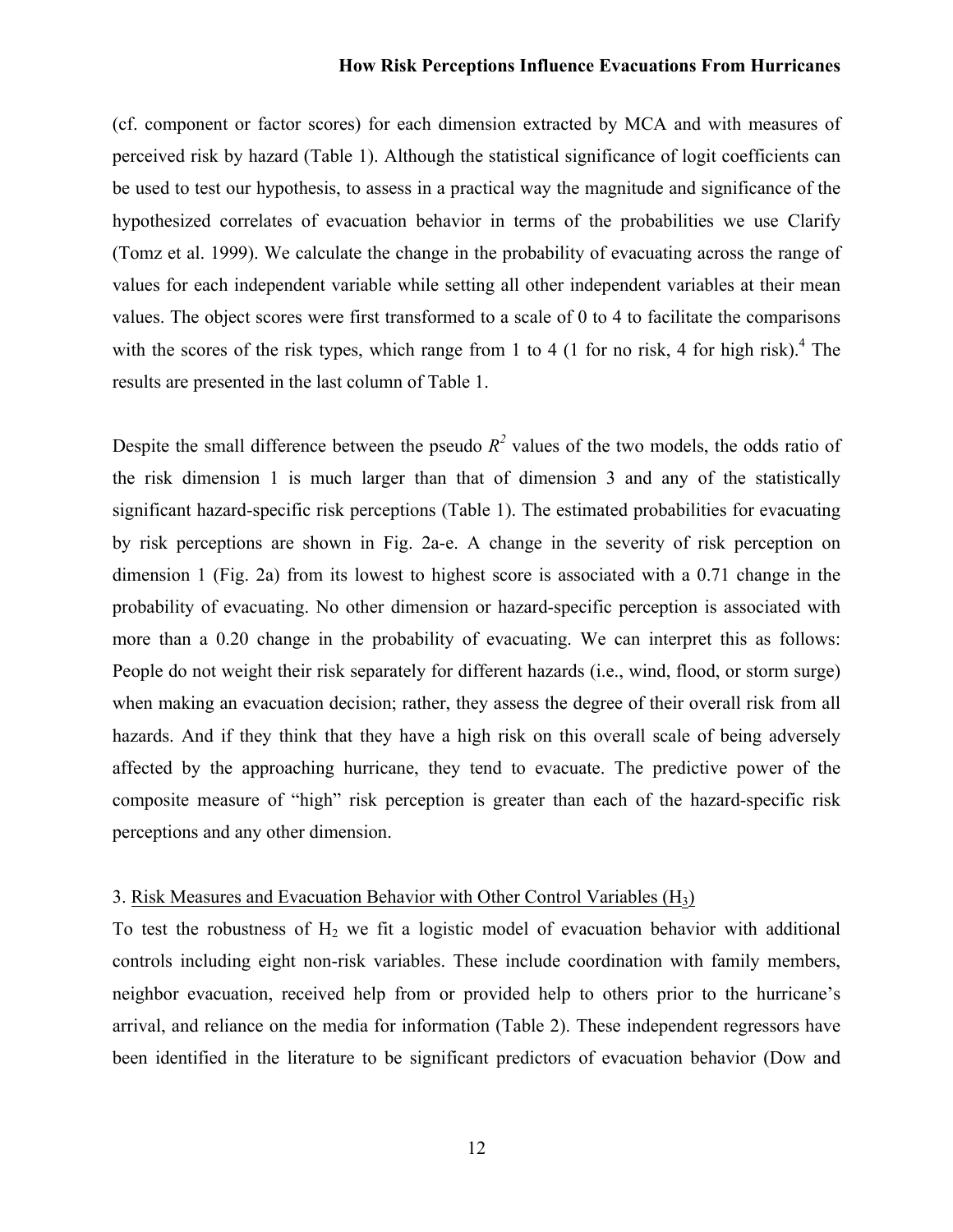(cf. component or factor scores) for each dimension extracted by MCA and with measures of perceived risk by hazard (Table 1). Although the statistical significance of logit coefficients can be used to test our hypothesis, to assess in a practical way the magnitude and significance of the hypothesized correlates of evacuation behavior in terms of the probabilities we use Clarify (Tomz et al. 1999). We calculate the change in the probability of evacuating across the range of values for each independent variable while setting all other independent variables at their mean values. The object scores were first transformed to a scale of 0 to 4 to facilitate the comparisons with the scores of the risk types, which range from 1 to 4 (1 for no risk, 4 for high risk).[4] The results are presented in the last column of Table 1.

Despite the small difference between the pseudo $R^2$ values of the two models, the odds ratio of the risk dimension 1 is much larger than that of dimension 3 and any of the statistically significant hazard-specific risk perceptions (Table 1). The estimated probabilities for evacuating by risk perceptions are shown in Fig. 2a-e. A change in the severity of risk perception on dimension 1 (Fig. 2a) from its lowest to highest score is associated with a 0.71 change in the probability of evacuating. No other dimension or hazard-specific perception is associated with more than a 0.20 change in the probability of evacuating. We can interpret this as follows: People do not weight their risk separately for different hazards (i.e., wind, flood, or storm surge) when making an evacuation decision; rather, they assess the degree of their overall risk from all hazards. And if they think that they have a high risk on this overall scale of being adversely affected by the approaching hurricane, they tend to evacuate. The predictive power of the composite measure of "high" risk perception is greater than each of the hazard-specific risk perceptions and any other dimension.

3. Risk Measures and Evacuation Behavior with Other Control Variables ($H_3$)

To test the robustness of $H_2$ we fit a logistic model of evacuation behavior with additional controls including eight non-risk variables. These include coordination with family members, neighbor evacuation, received help from or provided help to others prior to the hurricane's arrival, and reliance on the media for information (Table 2). These independent regressors have been identified in the literature to be significant predictors of evacuation behavior (Dow and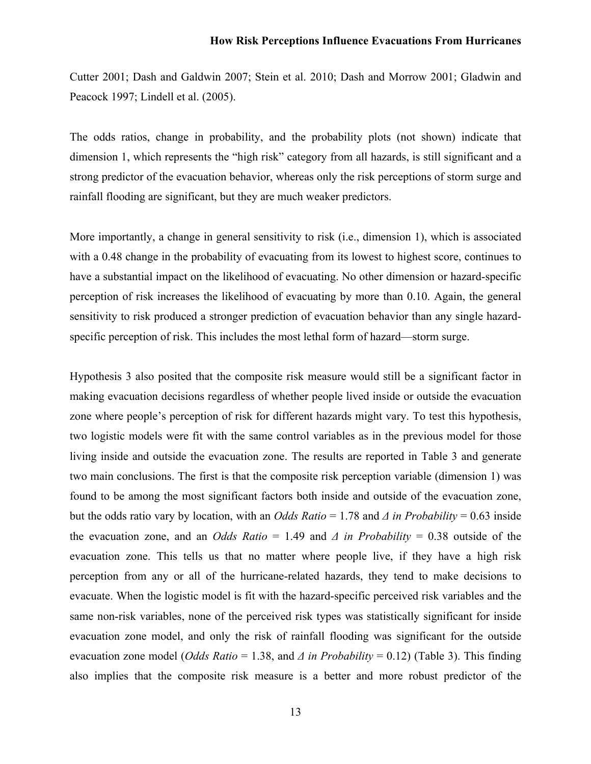Cutter 2001; Dash and Galdwin 2007; Stein et al. 2010; Dash and Morrow 2001; Gladwin and Peacock 1997; Lindell et al. (2005).

The odds ratios, change in probability, and the probability plots (not shown) indicate that dimension 1, which represents the "high risk" category from all hazards, is still significant and a strong predictor of the evacuation behavior, whereas only the risk perceptions of storm surge and rainfall flooding are significant, but they are much weaker predictors.

More importantly, a change in general sensitivity to risk (i.e., dimension 1), which is associated with a 0.48 change in the probability of evacuating from its lowest to highest score, continues to have a substantial impact on the likelihood of evacuating. No other dimension or hazard-specific perception of risk increases the likelihood of evacuating by more than 0.10. Again, the general sensitivity to risk produced a stronger prediction of evacuation behavior than any single hazard-specific perception of risk. This includes the most lethal form of hazard—storm surge.

Hypothesis 3 also posited that the composite risk measure would still be a significant factor in making evacuation decisions regardless of whether people lived inside or outside the evacuation zone where people's perception of risk for different hazards might vary. To test this hypothesis, two logistic models were fit with the same control variables as in the previous model for those living inside and outside the evacuation zone. The results are reported in Table 3 and generate two main conclusions. The first is that the composite risk perception variable (dimension 1) was found to be among the most significant factors both inside and outside of the evacuation zone, but the odds ratio vary by location, with an *Odds Ratio* = 1.78 and *Δ in Probability* = 0.63 inside the evacuation zone, and an *Odds Ratio* = 1.49 and *Δ in Probability* = 0.38 outside of the evacuation zone. This tells us that no matter where people live, if they have a high risk perception from any or all of the hurricane-related hazards, they tend to make decisions to evacuate. When the logistic model is fit with the hazard-specific perceived risk variables and the same non-risk variables, none of the perceived risk types was statistically significant for inside evacuation zone model, and only the risk of rainfall flooding was significant for the outside evacuation zone model (*Odds Ratio* = 1.38, and *Δ in Probability* = 0.12) (Table 3). This finding also implies that the composite risk measure is a better and more robust predictor of the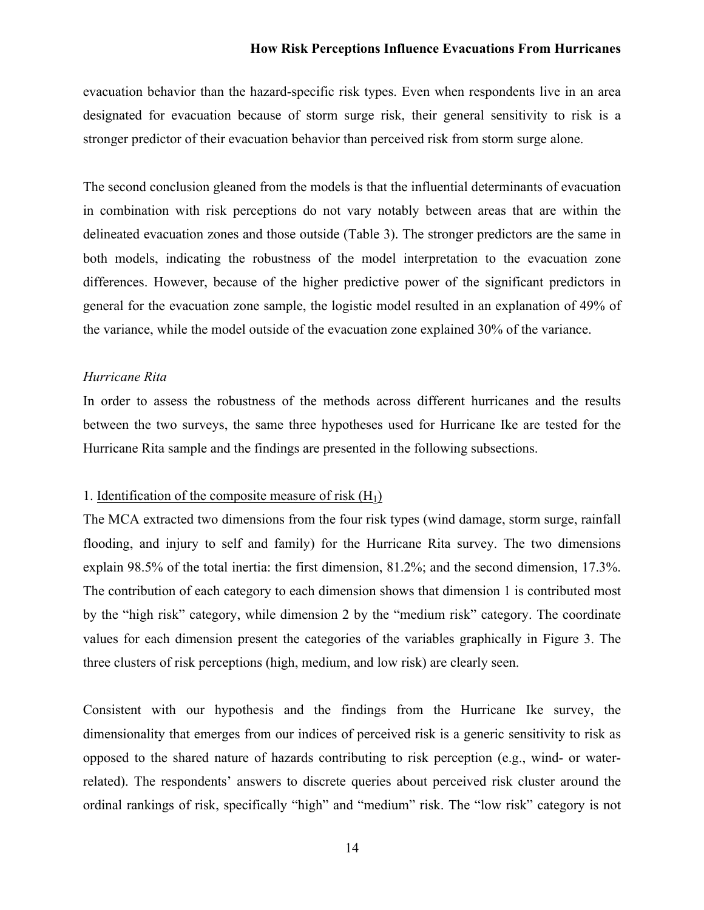evacuation behavior than the hazard-specific risk types. Even when respondents live in an area designated for evacuation because of storm surge risk, their general sensitivity to risk is a stronger predictor of their evacuation behavior than perceived risk from storm surge alone.

The second conclusion gleaned from the models is that the influential determinants of evacuation in combination with risk perceptions do not vary notably between areas that are within the delineated evacuation zones and those outside (Table 3). The stronger predictors are the same in both models, indicating the robustness of the model interpretation to the evacuation zone differences. However, because of the higher predictive power of the significant predictors in general for the evacuation zone sample, the logistic model resulted in an explanation of 49% of the variance, while the model outside of the evacuation zone explained 30% of the variance.

*Hurricane Rita*

In order to assess the robustness of the methods across different hurricanes and the results between the two surveys, the same three hypotheses used for Hurricane Ike are tested for the Hurricane Rita sample and the findings are presented in the following subsections.

1. <u>Identification of the composite measure of risk ($H_1$)</u>

The MCA extracted two dimensions from the four risk types (wind damage, storm surge, rainfall flooding, and injury to self and family) for the Hurricane Rita survey. The two dimensions explain 98.5% of the total inertia: the first dimension, 81.2%; and the second dimension, 17.3%. The contribution of each category to each dimension shows that dimension 1 is contributed most by the "high risk" category, while dimension 2 by the "medium risk" category. The coordinate values for each dimension present the categories of the variables graphically in Figure 3. The three clusters of risk perceptions (high, medium, and low risk) are clearly seen.

Consistent with our hypothesis and the findings from the Hurricane Ike survey, the dimensionality that emerges from our indices of perceived risk is a generic sensitivity to risk as opposed to the shared nature of hazards contributing to risk perception (e.g., wind- or water-related). The respondents' answers to discrete queries about perceived risk cluster around the ordinal rankings of risk, specifically "high" and "medium" risk. The "low risk" category is not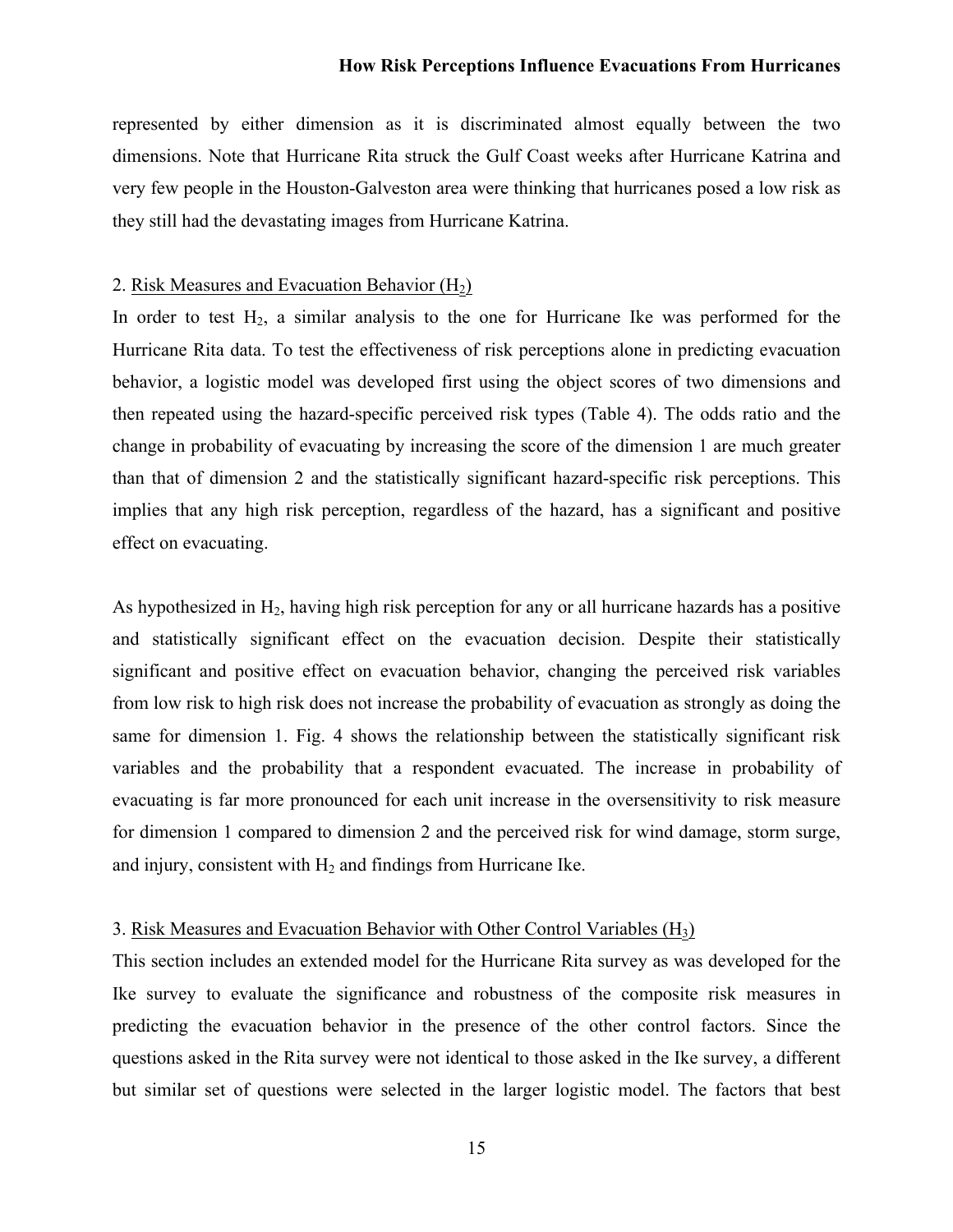represented by either dimension as it is discriminated almost equally between the two dimensions. Note that Hurricane Rita struck the Gulf Coast weeks after Hurricane Katrina and very few people in the Houston-Galveston area were thinking that hurricanes posed a low risk as they still had the devastating images from Hurricane Katrina.

2. Risk Measures and Evacuation Behavior ($H_2$)

In order to test $H_2$, a similar analysis to the one for Hurricane Ike was performed for the Hurricane Rita data. To test the effectiveness of risk perceptions alone in predicting evacuation behavior, a logistic model was developed first using the object scores of two dimensions and then repeated using the hazard-specific perceived risk types (Table 4). The odds ratio and the change in probability of evacuating by increasing the score of the dimension 1 are much greater than that of dimension 2 and the statistically significant hazard-specific risk perceptions. This implies that any high risk perception, regardless of the hazard, has a significant and positive effect on evacuating.

As hypothesized in $H_2$, having high risk perception for any or all hurricane hazards has a positive and statistically significant effect on the evacuation decision. Despite their statistically significant and positive effect on evacuation behavior, changing the perceived risk variables from low risk to high risk does not increase the probability of evacuation as strongly as doing the same for dimension 1. Fig. 4 shows the relationship between the statistically significant risk variables and the probability that a respondent evacuated. The increase in probability of evacuating is far more pronounced for each unit increase in the oversensitivity to risk measure for dimension 1 compared to dimension 2 and the perceived risk for wind damage, storm surge, and injury, consistent with $H_2$ and findings from Hurricane Ike.

3. Risk Measures and Evacuation Behavior with Other Control Variables ($H_3$)

This section includes an extended model for the Hurricane Rita survey as was developed for the Ike survey to evaluate the significance and robustness of the composite risk measures in predicting the evacuation behavior in the presence of the other control factors. Since the questions asked in the Rita survey were not identical to those asked in the Ike survey, a different but similar set of questions were selected in the larger logistic model. The factors that best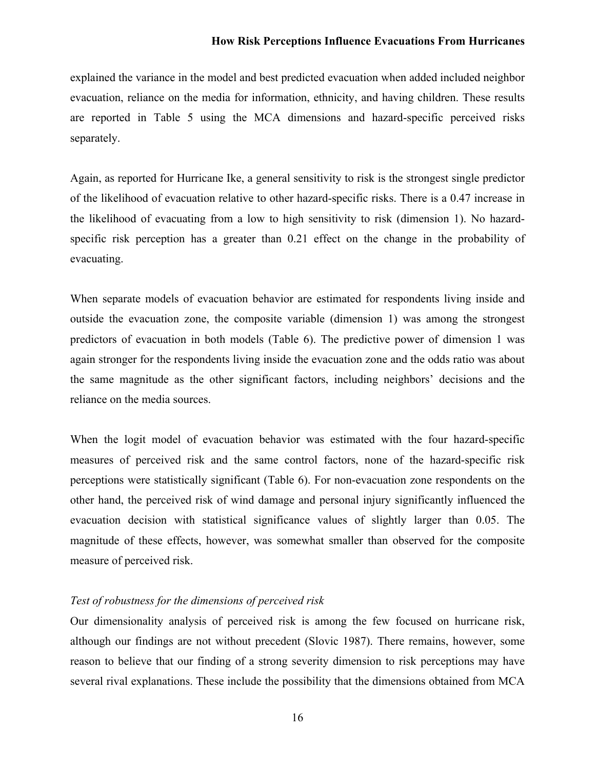explained the variance in the model and best predicted evacuation when added included neighbor evacuation, reliance on the media for information, ethnicity, and having children. These results are reported in Table 5 using the MCA dimensions and hazard-specific perceived risks separately.

Again, as reported for Hurricane Ike, a general sensitivity to risk is the strongest single predictor of the likelihood of evacuation relative to other hazard-specific risks. There is a 0.47 increase in the likelihood of evacuating from a low to high sensitivity to risk (dimension 1). No hazard-specific risk perception has a greater than 0.21 effect on the change in the probability of evacuating.

When separate models of evacuation behavior are estimated for respondents living inside and outside the evacuation zone, the composite variable (dimension 1) was among the strongest predictors of evacuation in both models (Table 6). The predictive power of dimension 1 was again stronger for the respondents living inside the evacuation zone and the odds ratio was about the same magnitude as the other significant factors, including neighbors' decisions and the reliance on the media sources.

When the logit model of evacuation behavior was estimated with the four hazard-specific measures of perceived risk and the same control factors, none of the hazard-specific risk perceptions were statistically significant (Table 6). For non-evacuation zone respondents on the other hand, the perceived risk of wind damage and personal injury significantly influenced the evacuation decision with statistical significance values of slightly larger than 0.05. The magnitude of these effects, however, was somewhat smaller than observed for the composite measure of perceived risk.

*Test of robustness for the dimensions of perceived risk*

Our dimensionality analysis of perceived risk is among the few focused on hurricane risk, although our findings are not without precedent (Slovic 1987). There remains, however, some reason to believe that our finding of a strong severity dimension to risk perceptions may have several rival explanations. These include the possibility that the dimensions obtained from MCA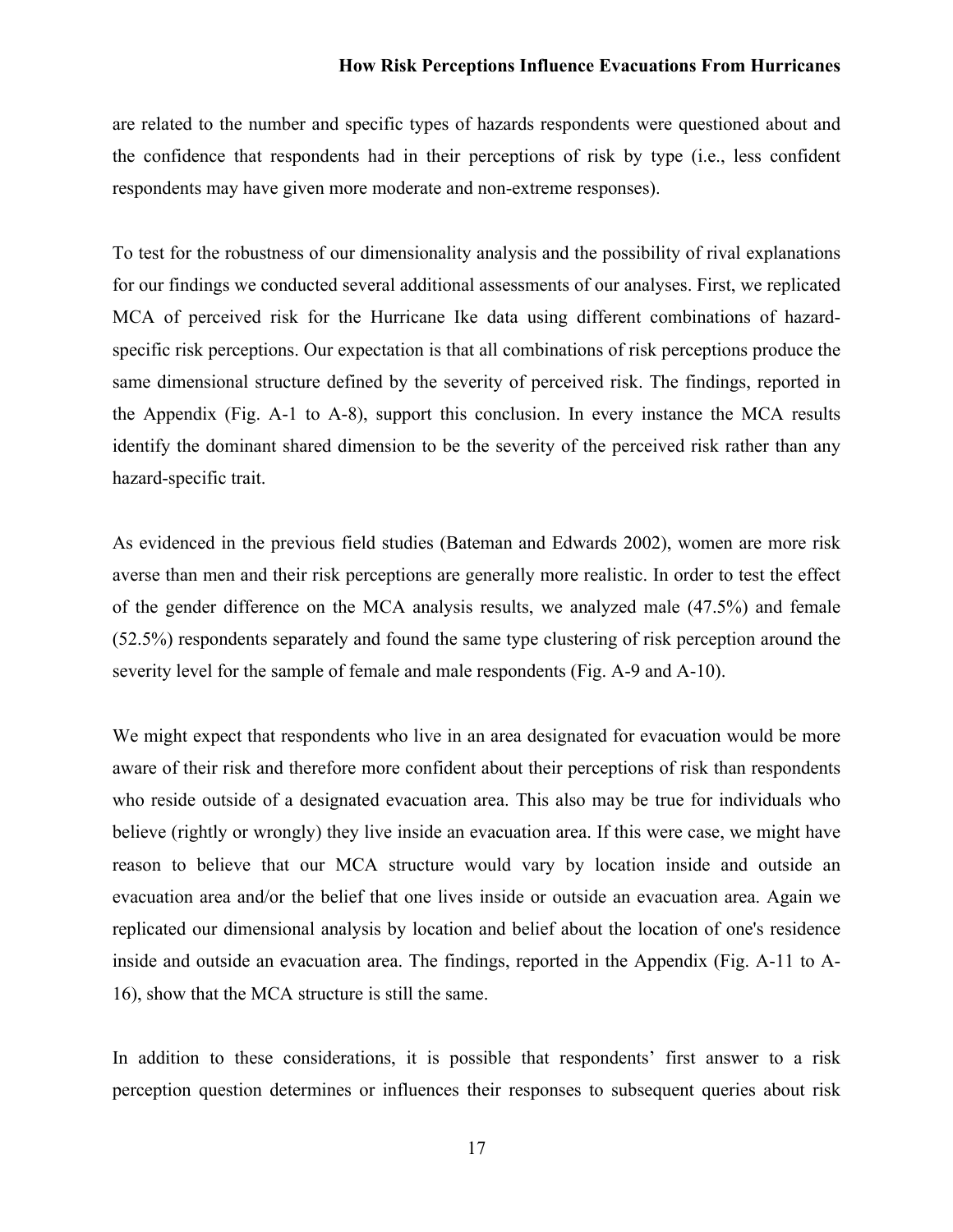are related to the number and specific types of hazards respondents were questioned about and the confidence that respondents had in their perceptions of risk by type (i.e., less confident respondents may have given more moderate and non-extreme responses).

To test for the robustness of our dimensionality analysis and the possibility of rival explanations for our findings we conducted several additional assessments of our analyses. First, we replicated MCA of perceived risk for the Hurricane Ike data using different combinations of hazard-specific risk perceptions. Our expectation is that all combinations of risk perceptions produce the same dimensional structure defined by the severity of perceived risk. The findings, reported in the Appendix (Fig. A-1 to A-8), support this conclusion. In every instance the MCA results identify the dominant shared dimension to be the severity of the perceived risk rather than any hazard-specific trait.

As evidenced in the previous field studies (Bateman and Edwards 2002), women are more risk averse than men and their risk perceptions are generally more realistic. In order to test the effect of the gender difference on the MCA analysis results, we analyzed male (47.5%) and female (52.5%) respondents separately and found the same type clustering of risk perception around the severity level for the sample of female and male respondents (Fig. A-9 and A-10).

We might expect that respondents who live in an area designated for evacuation would be more aware of their risk and therefore more confident about their perceptions of risk than respondents who reside outside of a designated evacuation area. This also may be true for individuals who believe (rightly or wrongly) they live inside an evacuation area. If this were case, we might have reason to believe that our MCA structure would vary by location inside and outside an evacuation area and/or the belief that one lives inside or outside an evacuation area. Again we replicated our dimensional analysis by location and belief about the location of one's residence inside and outside an evacuation area. The findings, reported in the Appendix (Fig. A-11 to A-16), show that the MCA structure is still the same.

In addition to these considerations, it is possible that respondents' first answer to a risk perception question determines or influences their responses to subsequent queries about risk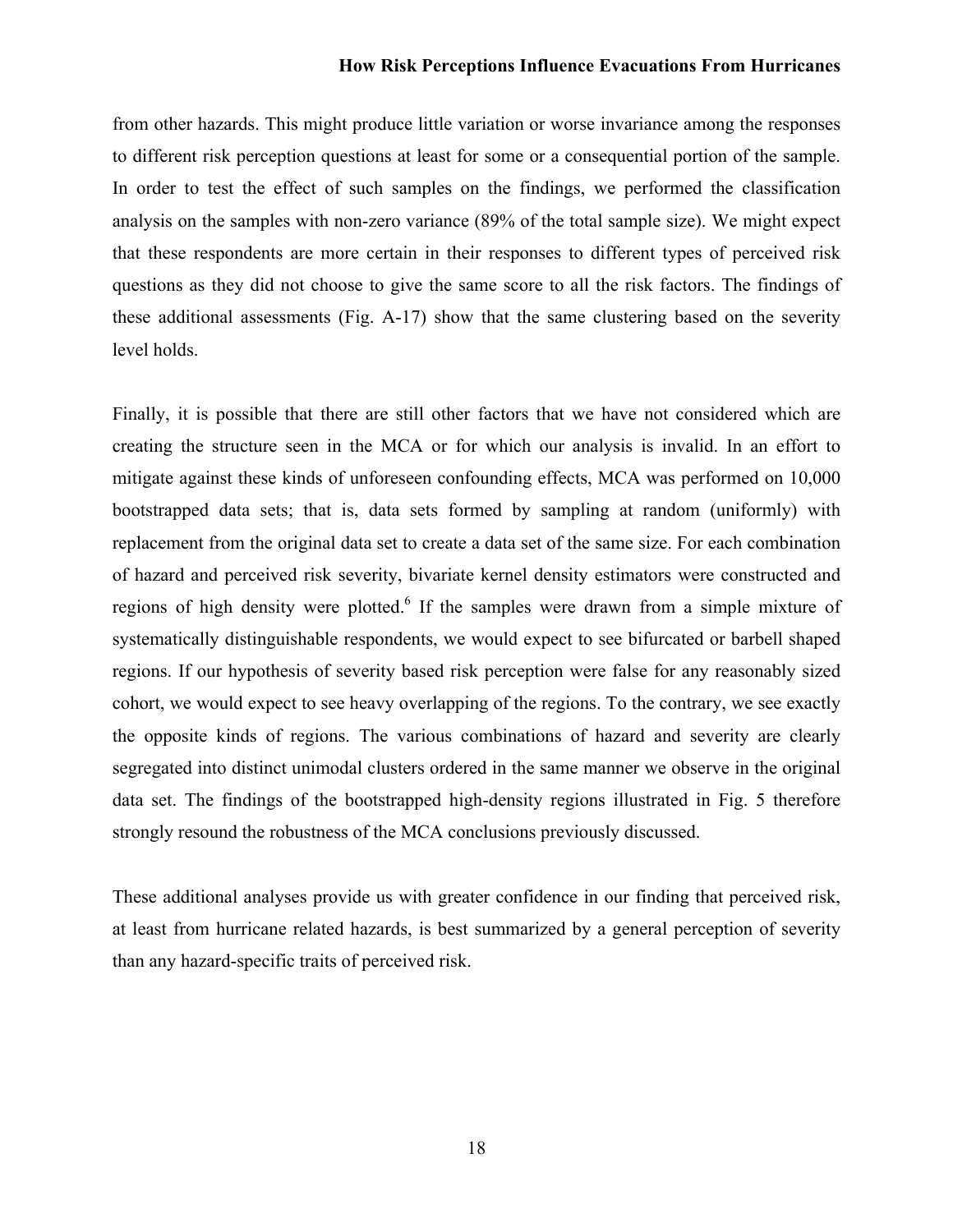from other hazards. This might produce little variation or worse invariance among the responses to different risk perception questions at least for some or a consequential portion of the sample. In order to test the effect of such samples on the findings, we performed the classification analysis on the samples with non-zero variance (89% of the total sample size). We might expect that these respondents are more certain in their responses to different types of perceived risk questions as they did not choose to give the same score to all the risk factors. The findings of these additional assessments (Fig. A-17) show that the same clustering based on the severity level holds.

Finally, it is possible that there are still other factors that we have not considered which are creating the structure seen in the MCA or for which our analysis is invalid. In an effort to mitigate against these kinds of unforeseen confounding effects, MCA was performed on 10,000 bootstrapped data sets; that is, data sets formed by sampling at random (uniformly) with replacement from the original data set to create a data set of the same size. For each combination of hazard and perceived risk severity, bivariate kernel density estimators were constructed and regions of high density were plotted.[6] If the samples were drawn from a simple mixture of systematically distinguishable respondents, we would expect to see bifurcated or barbell shaped regions. If our hypothesis of severity based risk perception were false for any reasonably sized cohort, we would expect to see heavy overlapping of the regions. To the contrary, we see exactly the opposite kinds of regions. The various combinations of hazard and severity are clearly segregated into distinct unimodal clusters ordered in the same manner we observe in the original data set. The findings of the bootstrapped high-density regions illustrated in Fig. 5 therefore strongly resound the robustness of the MCA conclusions previously discussed.

These additional analyses provide us with greater confidence in our finding that perceived risk, at least from hurricane related hazards, is best summarized by a general perception of severity than any hazard-specific traits of perceived risk.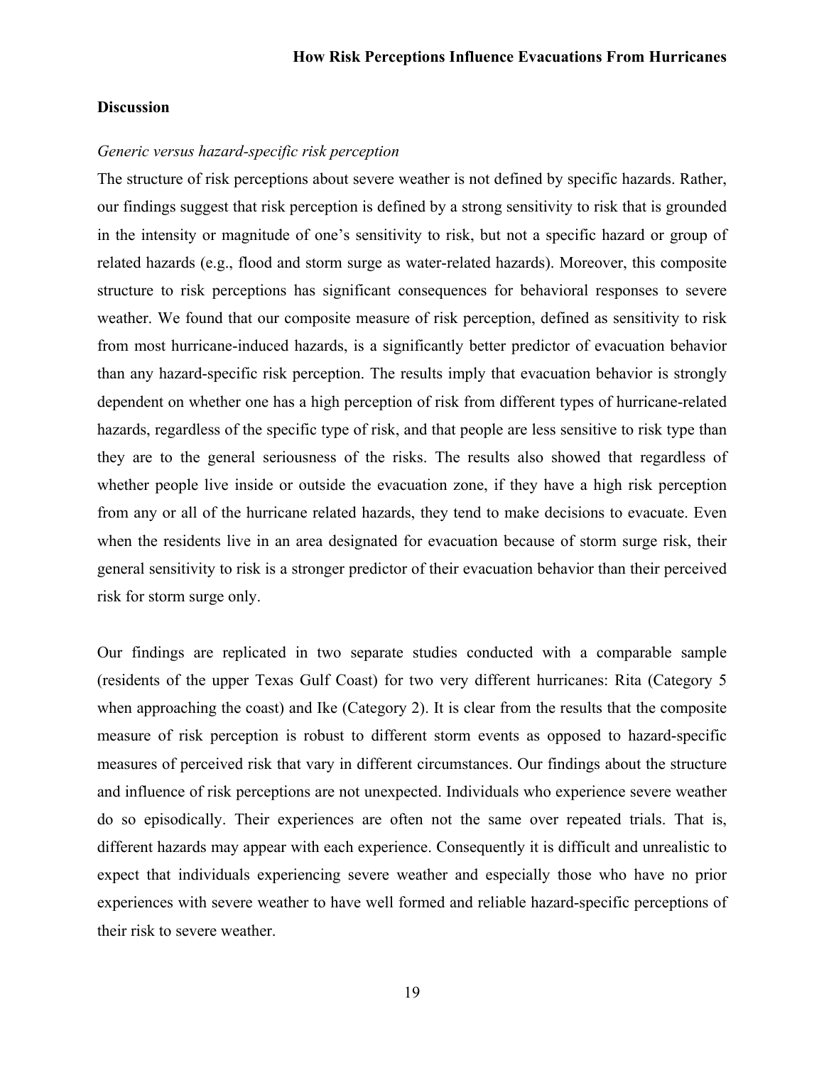## Discussion

*Generic versus hazard-specific risk perception*

The structure of risk perceptions about severe weather is not defined by specific hazards. Rather, our findings suggest that risk perception is defined by a strong sensitivity to risk that is grounded in the intensity or magnitude of one's sensitivity to risk, but not a specific hazard or group of related hazards (e.g., flood and storm surge as water-related hazards). Moreover, this composite structure to risk perceptions has significant consequences for behavioral responses to severe weather. We found that our composite measure of risk perception, defined as sensitivity to risk from most hurricane-induced hazards, is a significantly better predictor of evacuation behavior than any hazard-specific risk perception. The results imply that evacuation behavior is strongly dependent on whether one has a high perception of risk from different types of hurricane-related hazards, regardless of the specific type of risk, and that people are less sensitive to risk type than they are to the general seriousness of the risks. The results also showed that regardless of whether people live inside or outside the evacuation zone, if they have a high risk perception from any or all of the hurricane related hazards, they tend to make decisions to evacuate. Even when the residents live in an area designated for evacuation because of storm surge risk, their general sensitivity to risk is a stronger predictor of their evacuation behavior than their perceived risk for storm surge only.

Our findings are replicated in two separate studies conducted with a comparable sample (residents of the upper Texas Gulf Coast) for two very different hurricanes: Rita (Category 5 when approaching the coast) and Ike (Category 2). It is clear from the results that the composite measure of risk perception is robust to different storm events as opposed to hazard-specific measures of perceived risk that vary in different circumstances. Our findings about the structure and influence of risk perceptions are not unexpected. Individuals who experience severe weather do so episodically. Their experiences are often not the same over repeated trials. That is, different hazards may appear with each experience. Consequently it is difficult and unrealistic to expect that individuals experiencing severe weather and especially those who have no prior experiences with severe weather to have well formed and reliable hazard-specific perceptions of their risk to severe weather.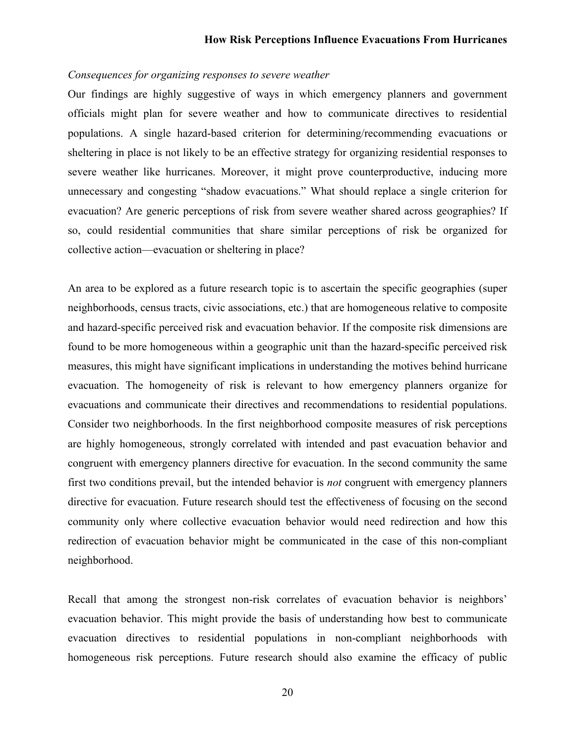*Consequences for organizing responses to severe weather*

Our findings are highly suggestive of ways in which emergency planners and government officials might plan for severe weather and how to communicate directives to residential populations. A single hazard-based criterion for determining/recommending evacuations or sheltering in place is not likely to be an effective strategy for organizing residential responses to severe weather like hurricanes. Moreover, it might prove counterproductive, inducing more unnecessary and congesting "shadow evacuations." What should replace a single criterion for evacuation? Are generic perceptions of risk from severe weather shared across geographies? If so, could residential communities that share similar perceptions of risk be organized for collective action—evacuation or sheltering in place?

An area to be explored as a future research topic is to ascertain the specific geographies (super neighborhoods, census tracts, civic associations, etc.) that are homogeneous relative to composite and hazard-specific perceived risk and evacuation behavior. If the composite risk dimensions are found to be more homogeneous within a geographic unit than the hazard-specific perceived risk measures, this might have significant implications in understanding the motives behind hurricane evacuation. The homogeneity of risk is relevant to how emergency planners organize for evacuations and communicate their directives and recommendations to residential populations. Consider two neighborhoods. In the first neighborhood composite measures of risk perceptions are highly homogeneous, strongly correlated with intended and past evacuation behavior and congruent with emergency planners directive for evacuation. In the second community the same first two conditions prevail, but the intended behavior is *not* congruent with emergency planners directive for evacuation. Future research should test the effectiveness of focusing on the second community only where collective evacuation behavior would need redirection and how this redirection of evacuation behavior might be communicated in the case of this non-compliant neighborhood.

Recall that among the strongest non-risk correlates of evacuation behavior is neighbors' evacuation behavior. This might provide the basis of understanding how best to communicate evacuation directives to residential populations in non-compliant neighborhoods with homogeneous risk perceptions. Future research should also examine the efficacy of public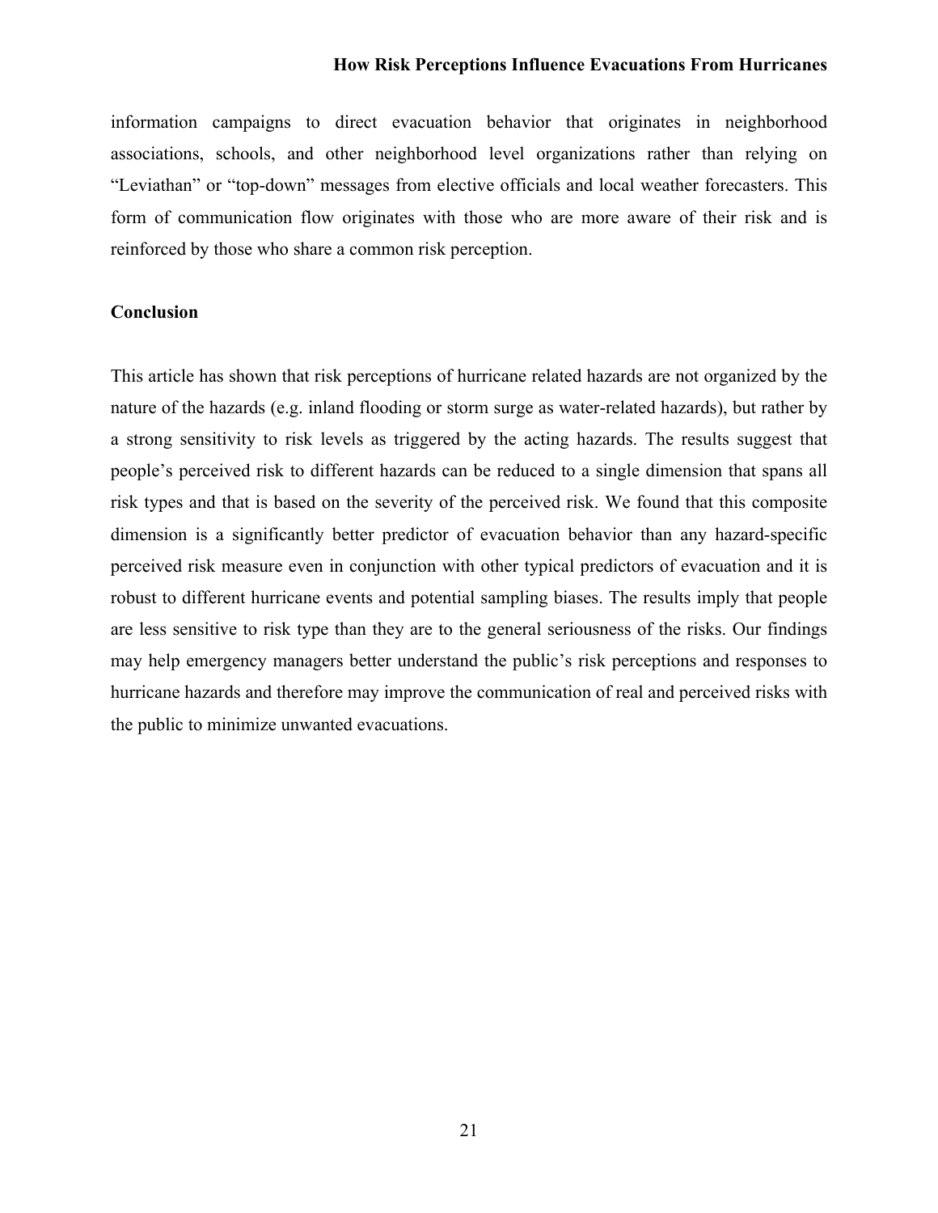information campaigns to direct evacuation behavior that originates in neighborhood associations, schools, and other neighborhood level organizations rather than relying on "Leviathan" or "top-down" messages from elective officials and local weather forecasters. This form of communication flow originates with those who are more aware of their risk and is reinforced by those who share a common risk perception.

## Conclusion

This article has shown that risk perceptions of hurricane related hazards are not organized by the nature of the hazards (e.g. inland flooding or storm surge as water-related hazards), but rather by a strong sensitivity to risk levels as triggered by the acting hazards. The results suggest that people's perceived risk to different hazards can be reduced to a single dimension that spans all risk types and that is based on the severity of the perceived risk. We found that this composite dimension is a significantly better predictor of evacuation behavior than any hazard-specific perceived risk measure even in conjunction with other typical predictors of evacuation and it is robust to different hurricane events and potential sampling biases. The results imply that people are less sensitive to risk type than they are to the general seriousness of the risks. Our findings may help emergency managers better understand the public's risk perceptions and responses to hurricane hazards and therefore may improve the communication of real and perceived risks with the public to minimize unwanted evacuations.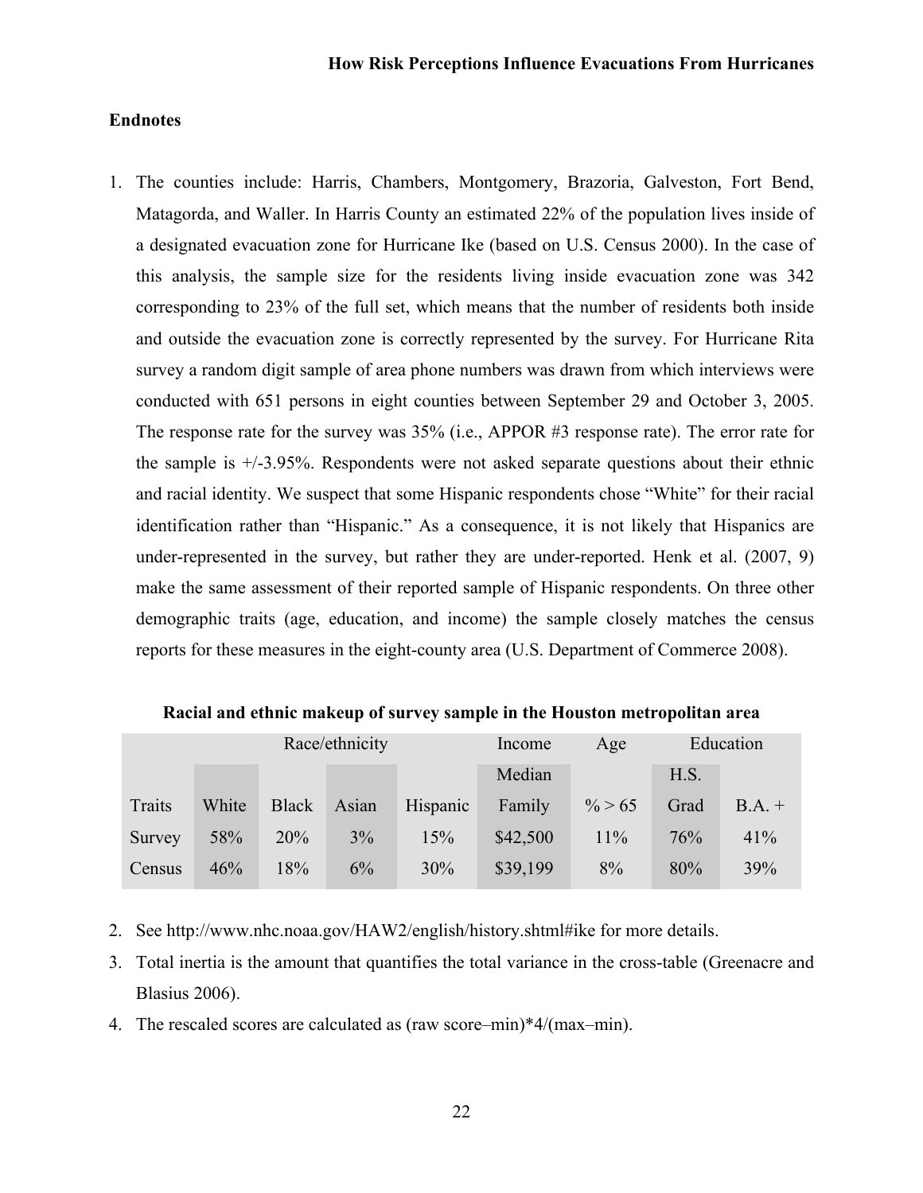## Endnotes

1. The counties include: Harris, Chambers, Montgomery, Brazoria, Galveston, Fort Bend, Matagorda, and Waller. In Harris County an estimated 22% of the population lives inside of a designated evacuation zone for Hurricane Ike (based on U.S. Census 2000). In the case of this analysis, the sample size for the residents living inside evacuation zone was 342 corresponding to 23% of the full set, which means that the number of residents both inside and outside the evacuation zone is correctly represented by the survey. For Hurricane Rita survey a random digit sample of area phone numbers was drawn from which interviews were conducted with 651 persons in eight counties between September 29 and October 3, 2005. The response rate for the survey was 35% (i.e., APPOR #3 response rate). The error rate for the sample is +/-3.95%. Respondents were not asked separate questions about their ethnic and racial identity. We suspect that some Hispanic respondents chose "White" for their racial identification rather than "Hispanic." As a consequence, it is not likely that Hispanics are under-represented in the survey, but rather they are under-reported. Henk et al. (2007, 9) make the same assessment of their reported sample of Hispanic respondents. On three other demographic traits (age, education, and income) the sample closely matches the census reports for these measures in the eight-county area (U.S. Department of Commerce 2008).

**Racial and ethnic makeup of survey sample in the Houston metropolitan area**

| | Race/ethnicity | | | | Income | Age | Education | |
|---|---|---|---|---|---|---|---|---|
| Traits | White | Black | Asian | Hispanic | Median Family | % > 65 | H.S. Grad | B.A. + |
| Survey | 58% | 20% | 3% | 15% | $42,500 | 11% | 76% | 41% |
| Census | 46% | 18% | 6% | 30% | $39,199 | 8% | 80% | 39% |

2. See http://www.nhc.noaa.gov/HAW2/english/history.shtml#ike for more details.
3. Total inertia is the amount that quantifies the total variance in the cross-table (Greenacre and Blasius 2006).
4. The rescaled scores are calculated as (raw score–min)*4/(max–min).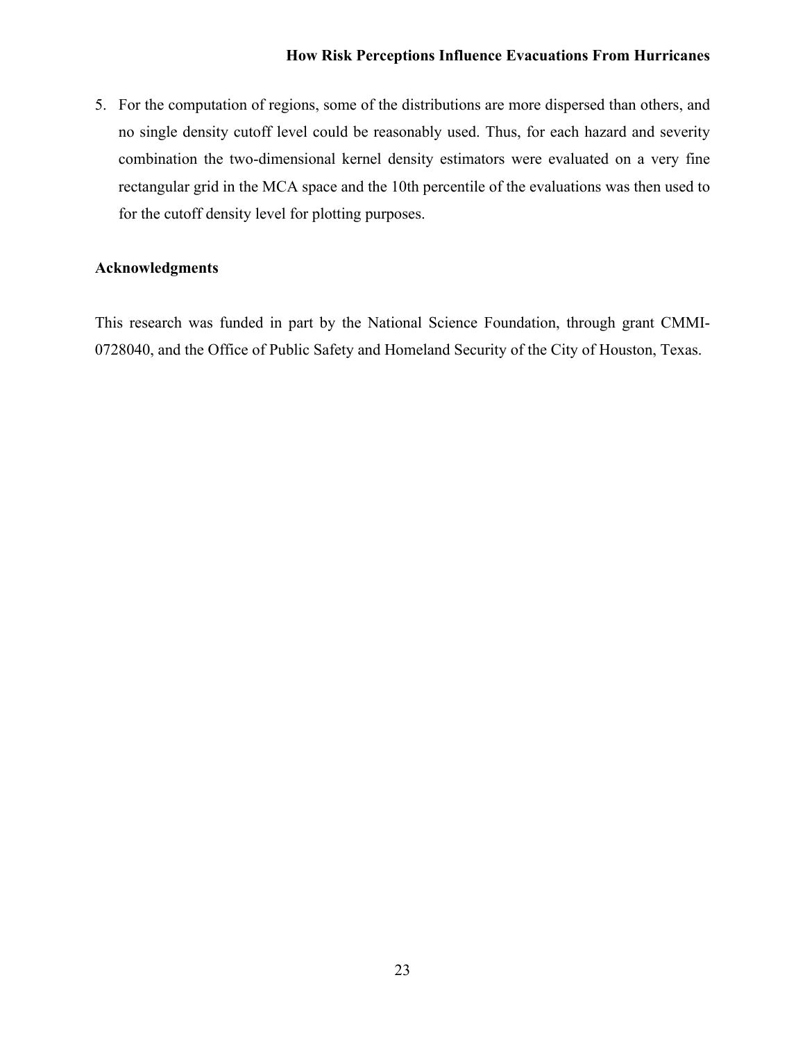5. For the computation of regions, some of the distributions are more dispersed than others, and no single density cutoff level could be reasonably used. Thus, for each hazard and severity combination the two-dimensional kernel density estimators were evaluated on a very fine rectangular grid in the MCA space and the 10th percentile of the evaluations was then used to for the cutoff density level for plotting purposes.

## Acknowledgments

This research was funded in part by the National Science Foundation, through grant CMMI-0728040, and the Office of Public Safety and Homeland Security of the City of Houston, Texas.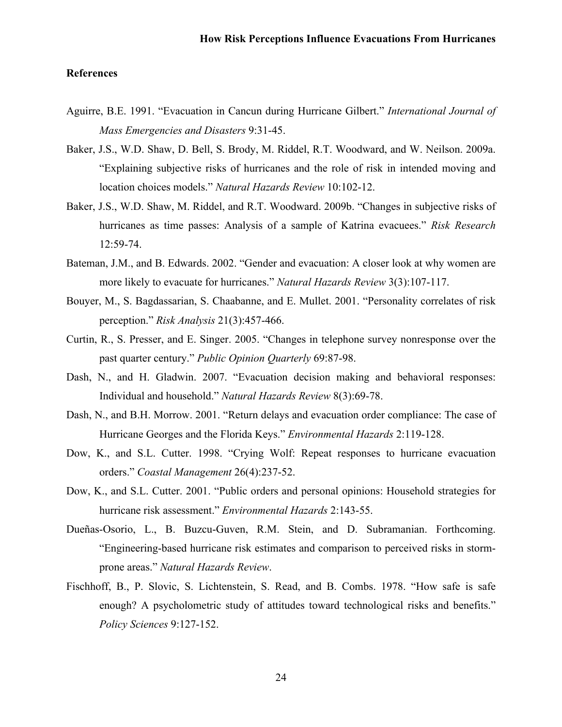## References

Aguirre, B.E. 1991. "Evacuation in Cancun during Hurricane Gilbert." *International Journal of Mass Emergencies and Disasters* 9:31-45.

Baker, J.S., W.D. Shaw, D. Bell, S. Brody, M. Riddel, R.T. Woodward, and W. Neilson. 2009a. "Explaining subjective risks of hurricanes and the role of risk in intended moving and location choices models." *Natural Hazards Review* 10:102-12.

Baker, J.S., W.D. Shaw, M. Riddel, and R.T. Woodward. 2009b. "Changes in subjective risks of hurricanes as time passes: Analysis of a sample of Katrina evacuees." *Risk Research* 12:59-74.

Bateman, J.M., and B. Edwards. 2002. "Gender and evacuation: A closer look at why women are more likely to evacuate for hurricanes." *Natural Hazards Review* 3(3):107-117.

Bouyer, M., S. Bagdassarian, S. Chaabanne, and E. Mullet. 2001. "Personality correlates of risk perception." *Risk Analysis* 21(3):457-466.

Curtin, R., S. Presser, and E. Singer. 2005. "Changes in telephone survey nonresponse over the past quarter century." *Public Opinion Quarterly* 69:87-98.

Dash, N., and H. Gladwin. 2007. "Evacuation decision making and behavioral responses: Individual and household." *Natural Hazards Review* 8(3):69-78.

Dash, N., and B.H. Morrow. 2001. "Return delays and evacuation order compliance: The case of Hurricane Georges and the Florida Keys." *Environmental Hazards* 2:119-128.

Dow, K., and S.L. Cutter. 1998. "Crying Wolf: Repeat responses to hurricane evacuation orders." *Coastal Management* 26(4):237-52.

Dow, K., and S.L. Cutter. 2001. "Public orders and personal opinions: Household strategies for hurricane risk assessment." *Environmental Hazards* 2:143-55.

Dueñas-Osorio, L., B. Buzcu-Guven, R.M. Stein, and D. Subramanian. Forthcoming. "Engineering-based hurricane risk estimates and comparison to perceived risks in storm-prone areas." *Natural Hazards Review*.

Fischhoff, B., P. Slovic, S. Lichtenstein, S. Read, and B. Combs. 1978. "How safe is safe enough? A psycholometric study of attitudes toward technological risks and benefits." *Policy Sciences* 9:127-152.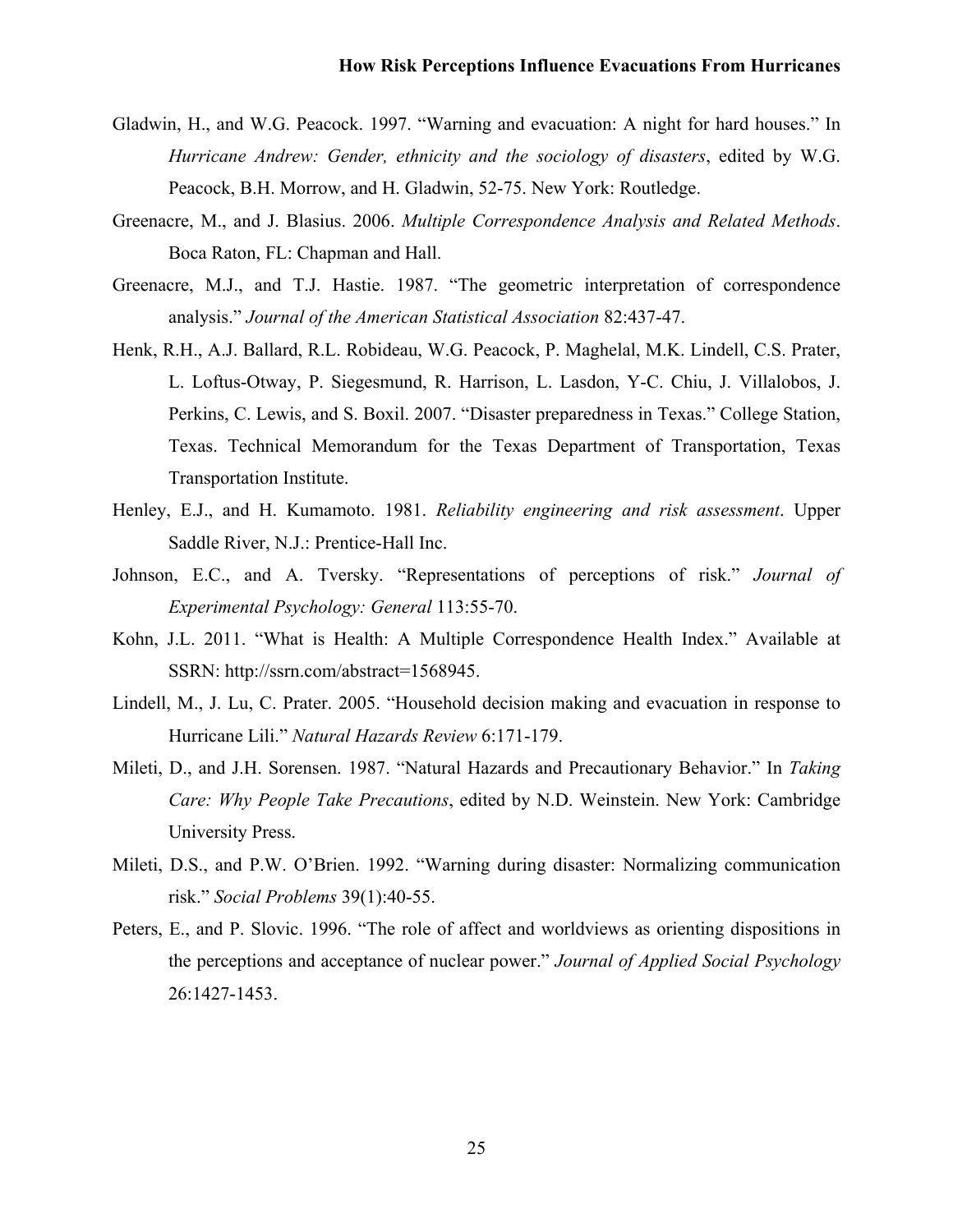Gladwin, H., and W.G. Peacock. 1997. "Warning and evacuation: A night for hard houses." In *Hurricane Andrew: Gender, ethnicity and the sociology of disasters*, edited by W.G. Peacock, B.H. Morrow, and H. Gladwin, 52-75. New York: Routledge.

Greenacre, M., and J. Blasius. 2006. *Multiple Correspondence Analysis and Related Methods*. Boca Raton, FL: Chapman and Hall.

Greenacre, M.J., and T.J. Hastie. 1987. "The geometric interpretation of correspondence analysis." *Journal of the American Statistical Association* 82:437-47.

Henk, R.H., A.J. Ballard, R.L. Robideau, W.G. Peacock, P. Maghelal, M.K. Lindell, C.S. Prater, L. Loftus-Otway, P. Siegesmund, R. Harrison, L. Lasdon, Y-C. Chiu, J. Villalobos, J. Perkins, C. Lewis, and S. Boxil. 2007. "Disaster preparedness in Texas." College Station, Texas. Technical Memorandum for the Texas Department of Transportation, Texas Transportation Institute.

Henley, E.J., and H. Kumamoto. 1981. *Reliability engineering and risk assessment*. Upper Saddle River, N.J.: Prentice-Hall Inc.

Johnson, E.C., and A. Tversky. "Representations of perceptions of risk." *Journal of Experimental Psychology: General* 113:55-70.

Kohn, J.L. 2011. "What is Health: A Multiple Correspondence Health Index." Available at SSRN: http://ssrn.com/abstract=1568945.

Lindell, M., J. Lu, C. Prater. 2005. "Household decision making and evacuation in response to Hurricane Lili." *Natural Hazards Review* 6:171-179.

Mileti, D., and J.H. Sorensen. 1987. "Natural Hazards and Precautionary Behavior." In *Taking Care: Why People Take Precautions*, edited by N.D. Weinstein. New York: Cambridge University Press.

Mileti, D.S., and P.W. O'Brien. 1992. "Warning during disaster: Normalizing communication risk." *Social Problems* 39(1):40-55.

Peters, E., and P. Slovic. 1996. "The role of affect and worldviews as orienting dispositions in the perceptions and acceptance of nuclear power." *Journal of Applied Social Psychology* 26:1427-1453.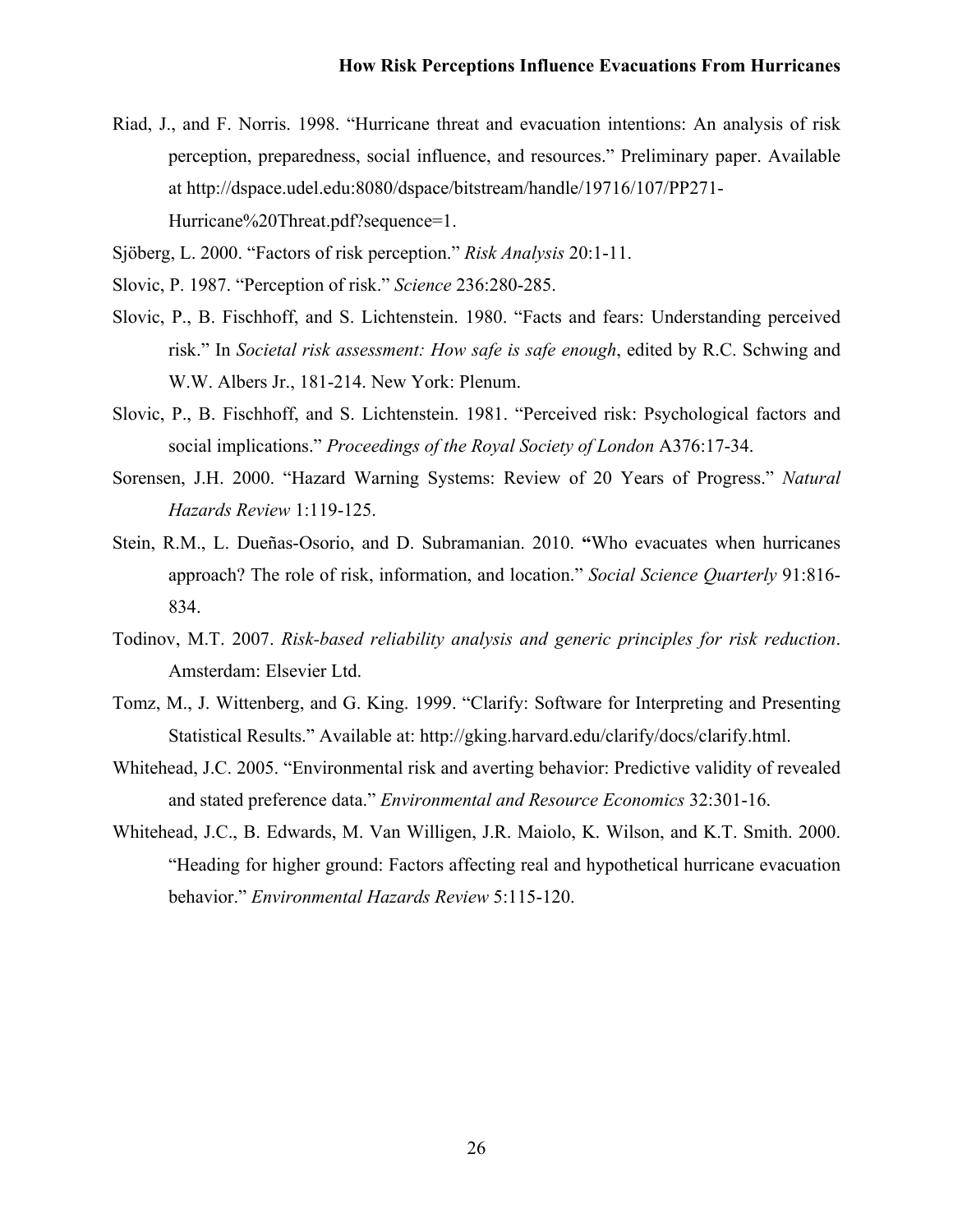Riad, J., and F. Norris. 1998. "Hurricane threat and evacuation intentions: An analysis of risk perception, preparedness, social influence, and resources." Preliminary paper. Available at http://dspace.udel.edu:8080/dspace/bitstream/handle/19716/107/PP271-Hurricane%20Threat.pdf?sequence=1.

Sjöberg, L. 2000. "Factors of risk perception." *Risk Analysis* 20:1-11.

Slovic, P. 1987. "Perception of risk." *Science* 236:280-285.

Slovic, P., B. Fischhoff, and S. Lichtenstein. 1980. "Facts and fears: Understanding perceived risk." In *Societal risk assessment: How safe is safe enough*, edited by R.C. Schwing and W.W. Albers Jr., 181-214. New York: Plenum.

Slovic, P., B. Fischhoff, and S. Lichtenstein. 1981. "Perceived risk: Psychological factors and social implications." *Proceedings of the Royal Society of London* A376:17-34.

Sorensen, J.H. 2000. "Hazard Warning Systems: Review of 20 Years of Progress." *Natural Hazards Review* 1:119-125.

Stein, R.M., L. Dueñas-Osorio, and D. Subramanian. 2010. **"**Who evacuates when hurricanes approach? The role of risk, information, and location." *Social Science Quarterly* 91:816-834.

Todinov, M.T. 2007. *Risk-based reliability analysis and generic principles for risk reduction*. Amsterdam: Elsevier Ltd.

Tomz, M., J. Wittenberg, and G. King. 1999. "Clarify: Software for Interpreting and Presenting Statistical Results." Available at: http://gking.harvard.edu/clarify/docs/clarify.html.

Whitehead, J.C. 2005. "Environmental risk and averting behavior: Predictive validity of revealed and stated preference data." *Environmental and Resource Economics* 32:301-16.

Whitehead, J.C., B. Edwards, M. Van Willigen, J.R. Maiolo, K. Wilson, and K.T. Smith. 2000. "Heading for higher ground: Factors affecting real and hypothetical hurricane evacuation behavior." *Environmental Hazards Review* 5:115-120.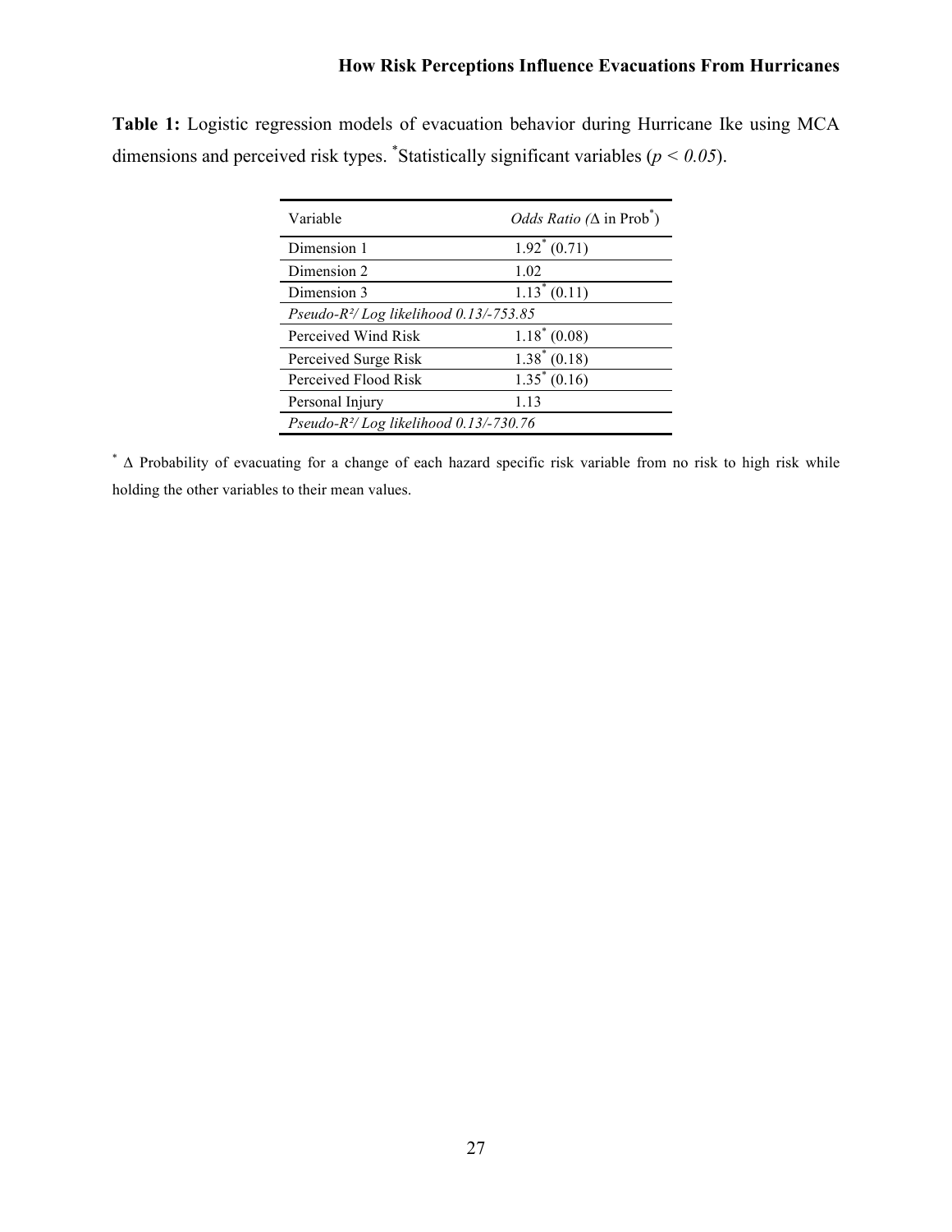**Table 1:** Logistic regression models of evacuation behavior during Hurricane Ike using MCA dimensions and perceived risk types. [*]Statistically significant variables ($p < 0.05$).

| Variable | *Odds Ratio (*Δ in Prob[*]) |
|---|---|
| Dimension 1 | 1.92[*] (0.71) |
| Dimension 2 | 1.02 |
| Dimension 3 | 1.13[*] (0.11) |
| *Pseudo-$R^2$/ Log likelihood 0.13/-753.85* | |
| Perceived Wind Risk | 1.18[*] (0.08) |
| Perceived Surge Risk | 1.38[*] (0.18) |
| Perceived Flood Risk | 1.35[*] (0.16) |
| Personal Injury | 1.13 |
| *Pseudo-$R^2$/ Log likelihood 0.13/-730.76* | |

[*] Δ Probability of evacuating for a change of each hazard specific risk variable from no risk to high risk while holding the other variables to their mean values.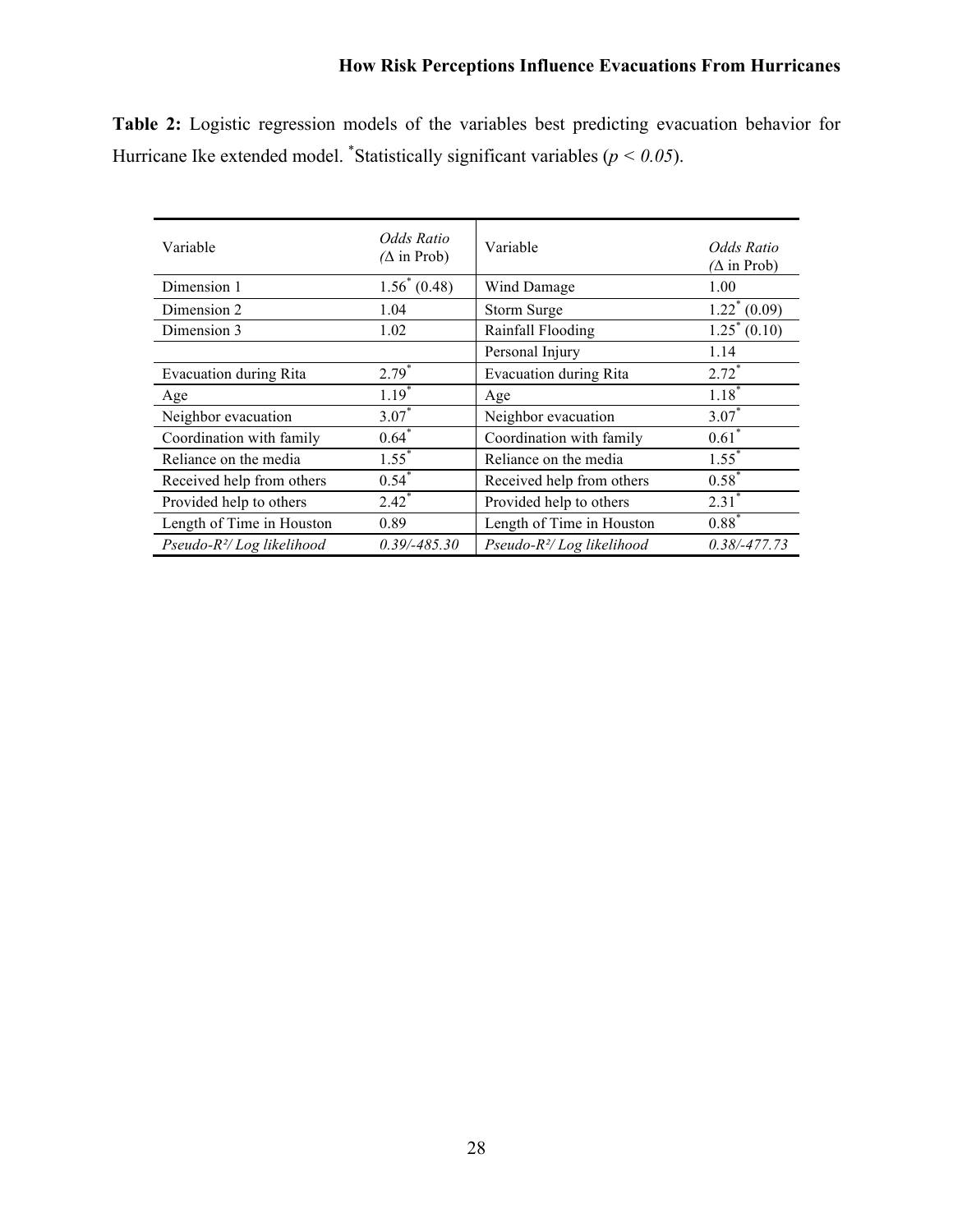**Table 2:** Logistic regression models of the variables best predicting evacuation behavior for Hurricane Ike extended model. *Statistically significant variables ($p < 0.05$).

| Variable | *Odds Ratio* (Δ in Prob) | Variable | *Odds Ratio* (Δ in Prob) |
|---|---|---|---|
| Dimension 1 | 1.56* (0.48) | Wind Damage | 1.00 |
| Dimension 2 | 1.04 | Storm Surge | 1.22* (0.09) |
| Dimension 3 | 1.02 | Rainfall Flooding | 1.25* (0.10) |
| | | Personal Injury | 1.14 |
| Evacuation during Rita | 2.79* | Evacuation during Rita | 2.72* |
| Age | 1.19* | Age | 1.18* |
| Neighbor evacuation | 3.07* | Neighbor evacuation | 3.07* |
| Coordination with family | 0.64* | Coordination with family | 0.61* |
| Reliance on the media | 1.55* | Reliance on the media | 1.55* |
| Received help from others | 0.54* | Received help from others | 0.58* |
| Provided help to others | 2.42* | Provided help to others | 2.31* |
| Length of Time in Houston | 0.89 | Length of Time in Houston | 0.88* |
| *Pseudo-$R^2$/ Log likelihood* | *0.39/-485.30* | *Pseudo-$R^2$/ Log likelihood* | *0.38/-477.73* |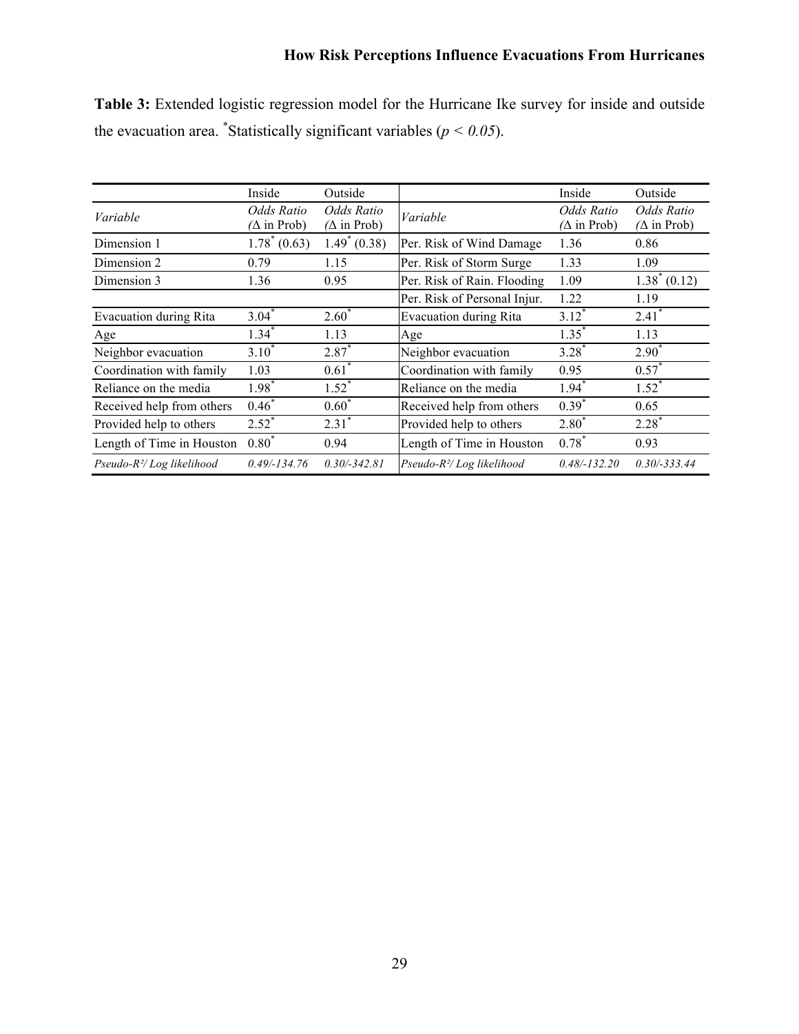**Table 3:** Extended logistic regression model for the Hurricane Ike survey for inside and outside the evacuation area. *Statistically significant variables ($p < 0.05$).

| | Inside | Outside | | Inside | Outside |
|---|---|---|---|---|---|
| *Variable* | *Odds Ratio* (Δ in Prob) | *Odds Ratio* (Δ in Prob) | *Variable* | *Odds Ratio* (Δ in Prob) | *Odds Ratio* (Δ in Prob) |
| Dimension 1 | 1.78* (0.63) | 1.49* (0.38) | Per. Risk of Wind Damage | 1.36 | 0.86 |
| Dimension 2 | 0.79 | 1.15 | Per. Risk of Storm Surge | 1.33 | 1.09 |
| Dimension 3 | 1.36 | 0.95 | Per. Risk of Rain. Flooding | 1.09 | 1.38* (0.12) |
| | | | Per. Risk of Personal Injur. | 1.22 | 1.19 |
| Evacuation during Rita | 3.04* | 2.60* | Evacuation during Rita | 3.12* | 2.41* |
| Age | 1.34* | 1.13 | Age | 1.35* | 1.13 |
| Neighbor evacuation | 3.10* | 2.87* | Neighbor evacuation | 3.28* | 2.90* |
| Coordination with family | 1.03 | 0.61* | Coordination with family | 0.95 | 0.57* |
| Reliance on the media | 1.98* | 1.52* | Reliance on the media | 1.94* | 1.52* |
| Received help from others | 0.46* | 0.60* | Received help from others | 0.39* | 0.65 |
| Provided help to others | 2.52* | 2.31* | Provided help to others | 2.80* | 2.28* |
| Length of Time in Houston | 0.80* | 0.94 | Length of Time in Houston | 0.78* | 0.93 |
| *Pseudo-$R^2$/ Log likelihood* | *0.49/-134.76* | *0.30/-342.81* | *Pseudo-$R^2$/ Log likelihood* | *0.48/-132.20* | *0.30/-333.44* |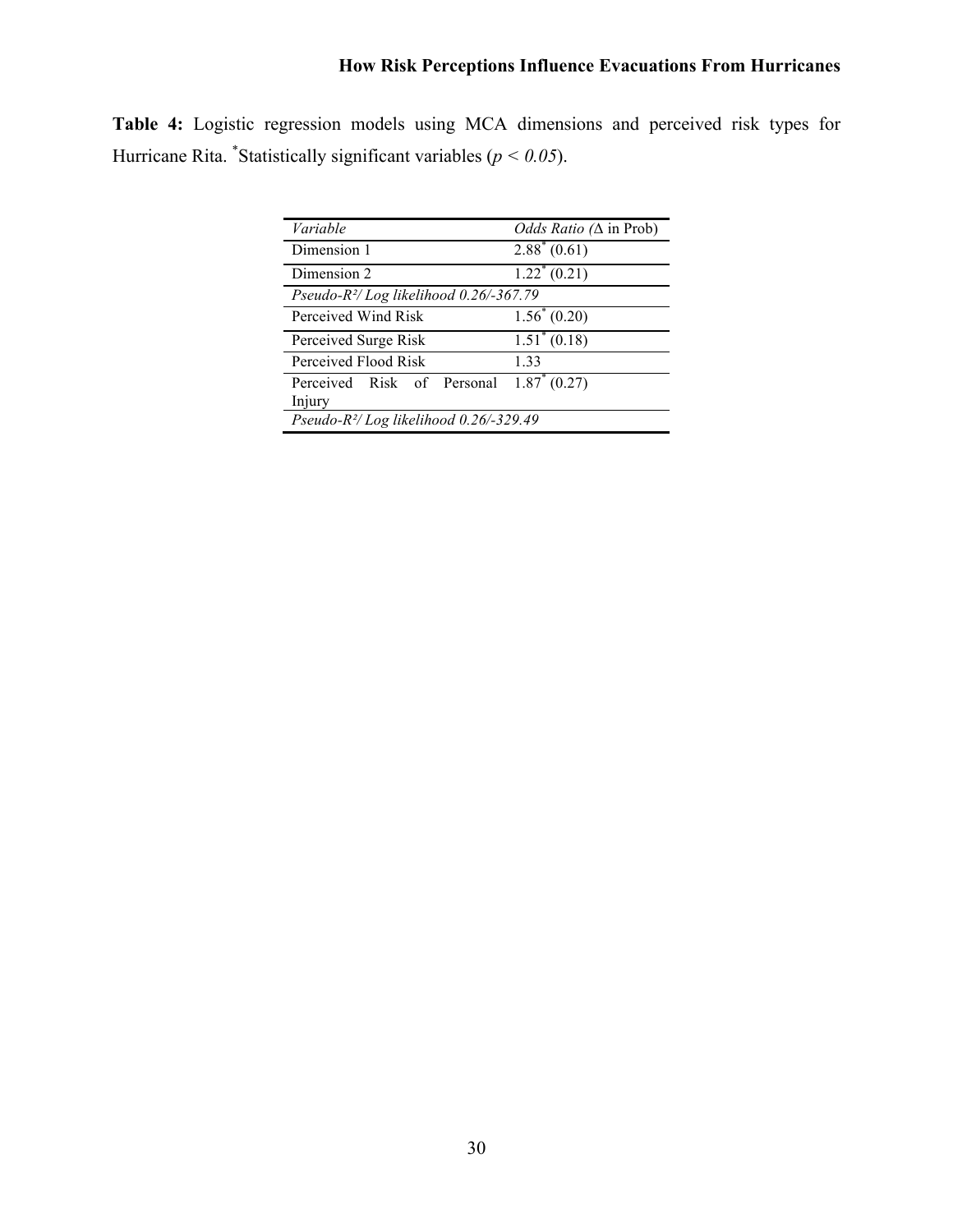**Table 4:** Logistic regression models using MCA dimensions and perceived risk types for Hurricane Rita. *Statistically significant variables ($p < 0.05$).

| *Variable* | *Odds Ratio (*Δ in Prob) |
|---|---|
| Dimension 1 | 2.88* (0.61) |
| Dimension 2 | 1.22* (0.21) |
| *Pseudo-R²/ Log likelihood 0.26/-367.79* | |
| Perceived Wind Risk | 1.56* (0.20) |
| Perceived Surge Risk | 1.51* (0.18) |
| Perceived Flood Risk | 1.33 |
| Perceived Risk of Personal Injury | 1.87* (0.27) |
| *Pseudo-R²/ Log likelihood 0.26/-329.49* | |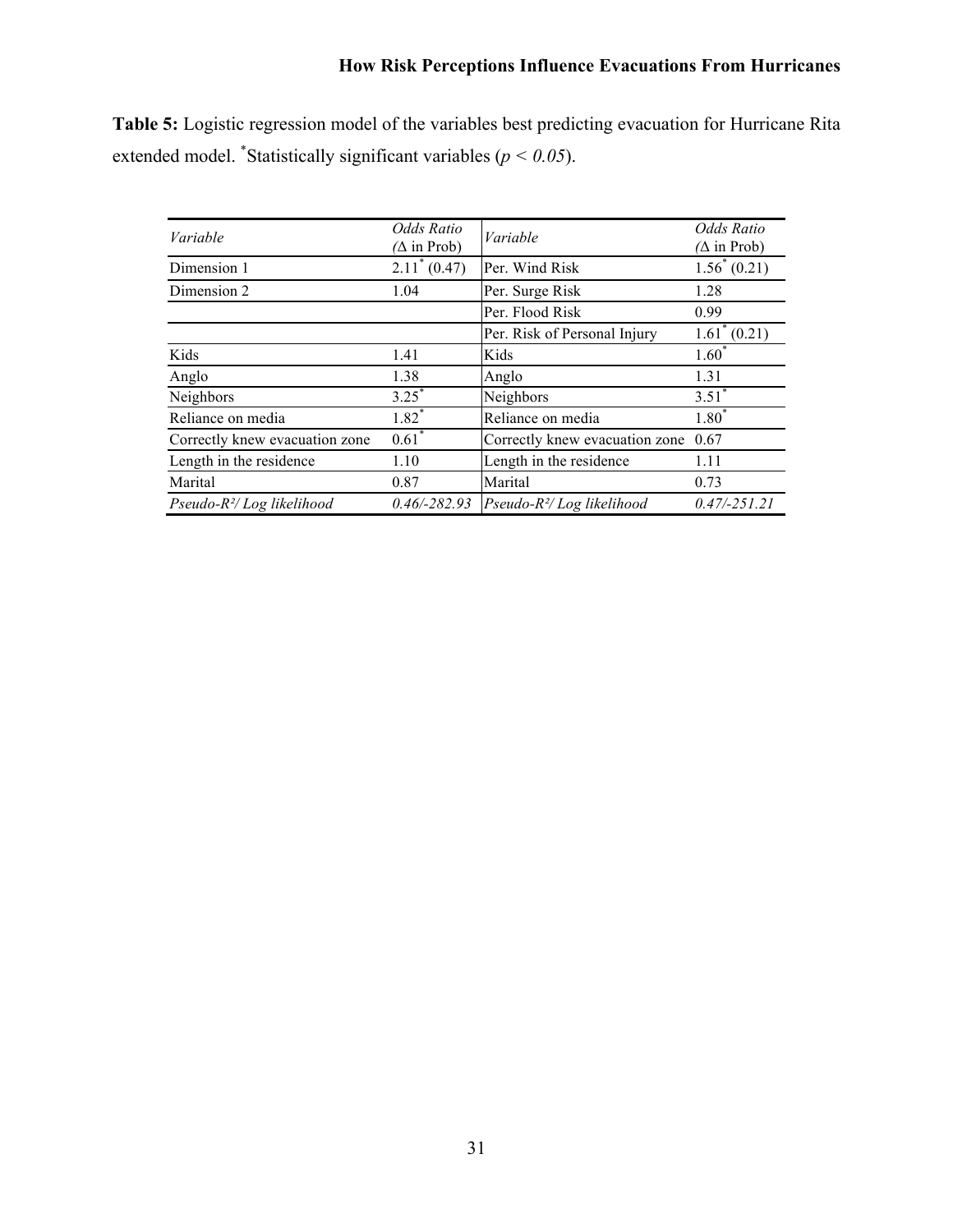**Table 5:** Logistic regression model of the variables best predicting evacuation for Hurricane Rita extended model. *Statistically significant variables ($p < 0.05$).

| *Variable* | *Odds Ratio (Δ in Prob)* | *Variable* | *Odds Ratio (Δ in Prob)* |
|---|---|---|---|
| Dimension 1 | 2.11* (0.47) | Per. Wind Risk | 1.56* (0.21) |
| Dimension 2 | 1.04 | Per. Surge Risk | 1.28 |
| | | Per. Flood Risk | 0.99 |
| | | Per. Risk of Personal Injury | 1.61* (0.21) |
| Kids | 1.41 | Kids | 1.60* |
| Anglo | 1.38 | Anglo | 1.31 |
| Neighbors | 3.25* | Neighbors | 3.51* |
| Reliance on media | 1.82* | Reliance on media | 1.80* |
| Correctly knew evacuation zone | 0.61* | Correctly knew evacuation zone | 0.67 |
| Length in the residence | 1.10 | Length in the residence | 1.11 |
| Marital | 0.87 | Marital | 0.73 |
| *Pseudo-$R^2$/ Log likelihood* | *0.46/-282.93* | *Pseudo-$R^2$/ Log likelihood* | *0.47/-251.21* |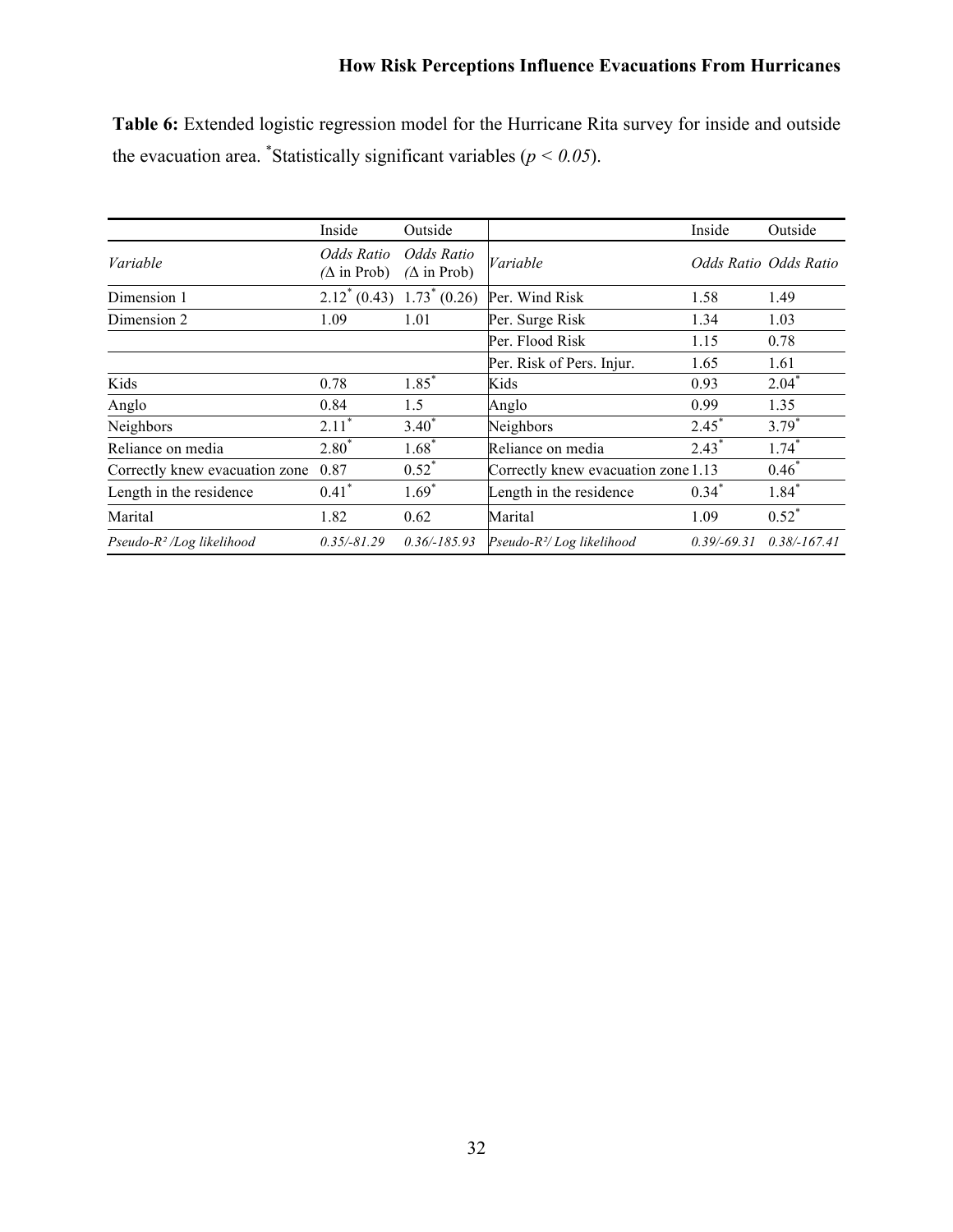**Table 6:** Extended logistic regression model for the Hurricane Rita survey for inside and outside the evacuation area. *Statistically significant variables ($p < 0.05$).

| | Inside | Outside | | Inside | Outside |
|---|---|---|---|---|---|
| *Variable* | *Odds Ratio (Δ in Prob)* | *Odds Ratio (Δ in Prob)* | *Variable* | *Odds Ratio* | *Odds Ratio* |
| Dimension 1 | 2.12* (0.43) | 1.73* (0.26) | Per. Wind Risk | 1.58 | 1.49 |
| Dimension 2 | 1.09 | 1.01 | Per. Surge Risk | 1.34 | 1.03 |
| | | | Per. Flood Risk | 1.15 | 0.78 |
| | | | Per. Risk of Pers. Injur. | 1.65 | 1.61 |
| Kids | 0.78 | 1.85* | Kids | 0.93 | 2.04* |
| Anglo | 0.84 | 1.5 | Anglo | 0.99 | 1.35 |
| Neighbors | 2.11* | 3.40* | Neighbors | 2.45* | 3.79* |
| Reliance on media | 2.80* | 1.68* | Reliance on media | 2.43* | 1.74* |
| Correctly knew evacuation zone | 0.87 | 0.52* | Correctly knew evacuation zone | 1.13 | 0.46* |
| Length in the residence | 0.41* | 1.69* | Length in the residence | 0.34* | 1.84* |
| Marital | 1.82 | 0.62 | Marital | 1.09 | 0.52* |
| *Pseudo-$R^2$ /Log likelihood* | *0.35/-81.29* | *0.36/-185.93* | *Pseudo-$R^2$/ Log likelihood* | *0.39/-69.31* | *0.38/-167.41* |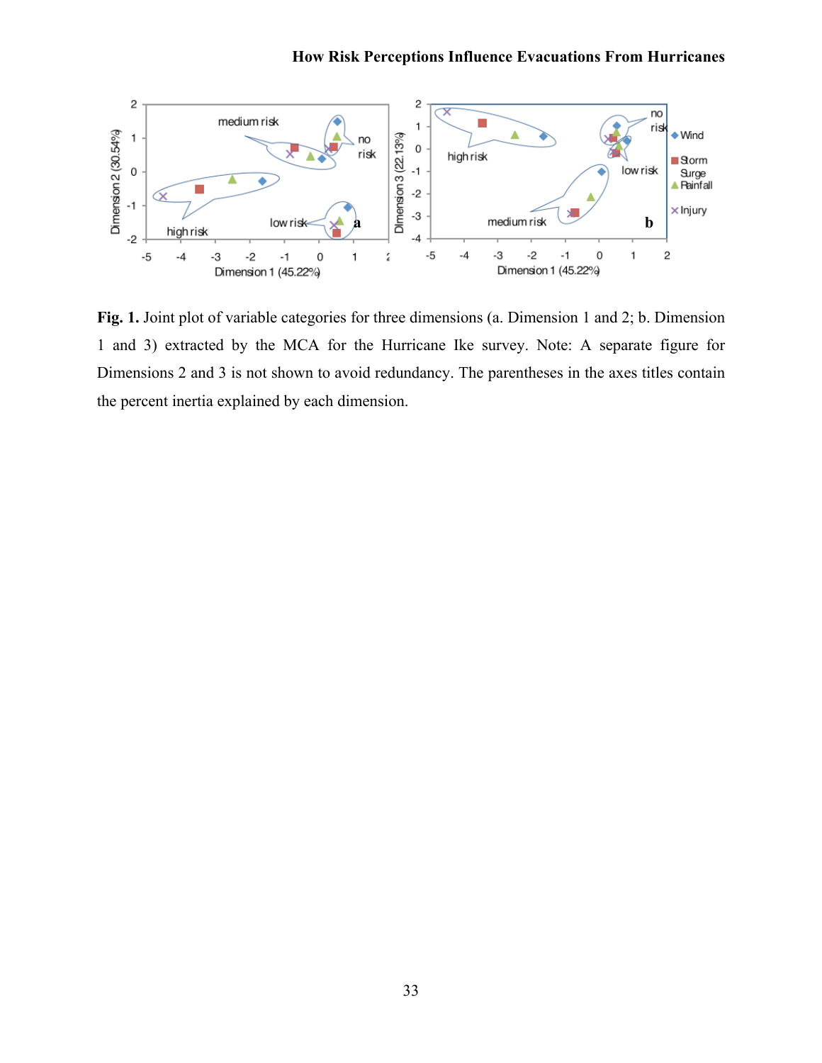**Fig. 1.** Joint plot of variable categories for three dimensions (a. Dimension 1 and 2; b. Dimension 1 and 3) extracted by the MCA for the Hurricane Ike survey. Note: A separate figure for Dimensions 2 and 3 is not shown to avoid redundancy. The parentheses in the axes titles contain the percent inertia explained by each dimension.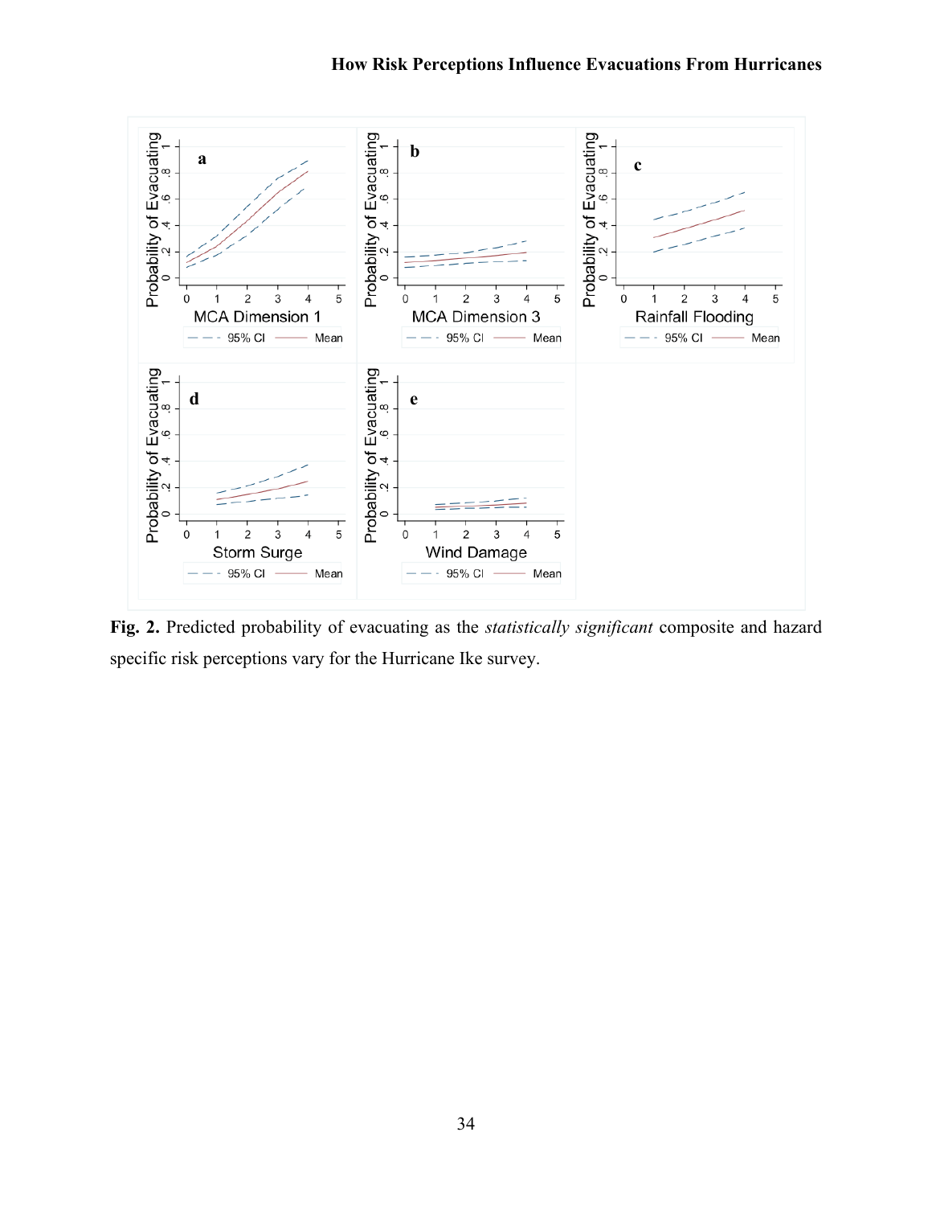**Fig. 2.** Predicted probability of evacuating as the *statistically significant* composite and hazard specific risk perceptions vary for the Hurricane Ike survey.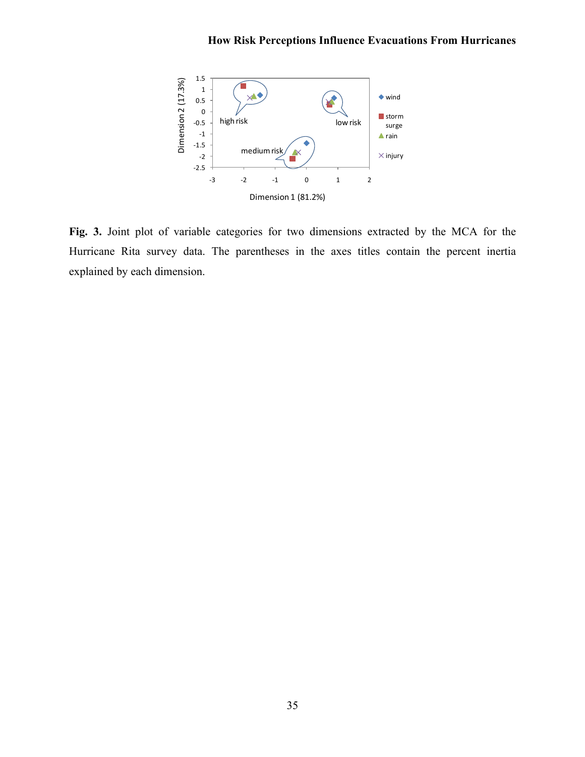**Fig. 3.** Joint plot of variable categories for two dimensions extracted by the MCA for the Hurricane Rita survey data. The parentheses in the axes titles contain the percent inertia explained by each dimension.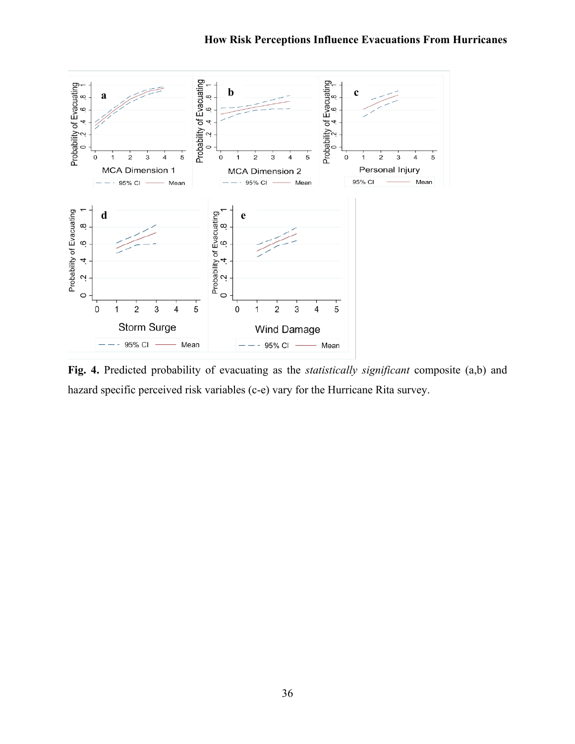**Fig. 4.** Predicted probability of evacuating as the *statistically significant* composite (a,b) and hazard specific perceived risk variables (c-e) vary for the Hurricane Rita survey.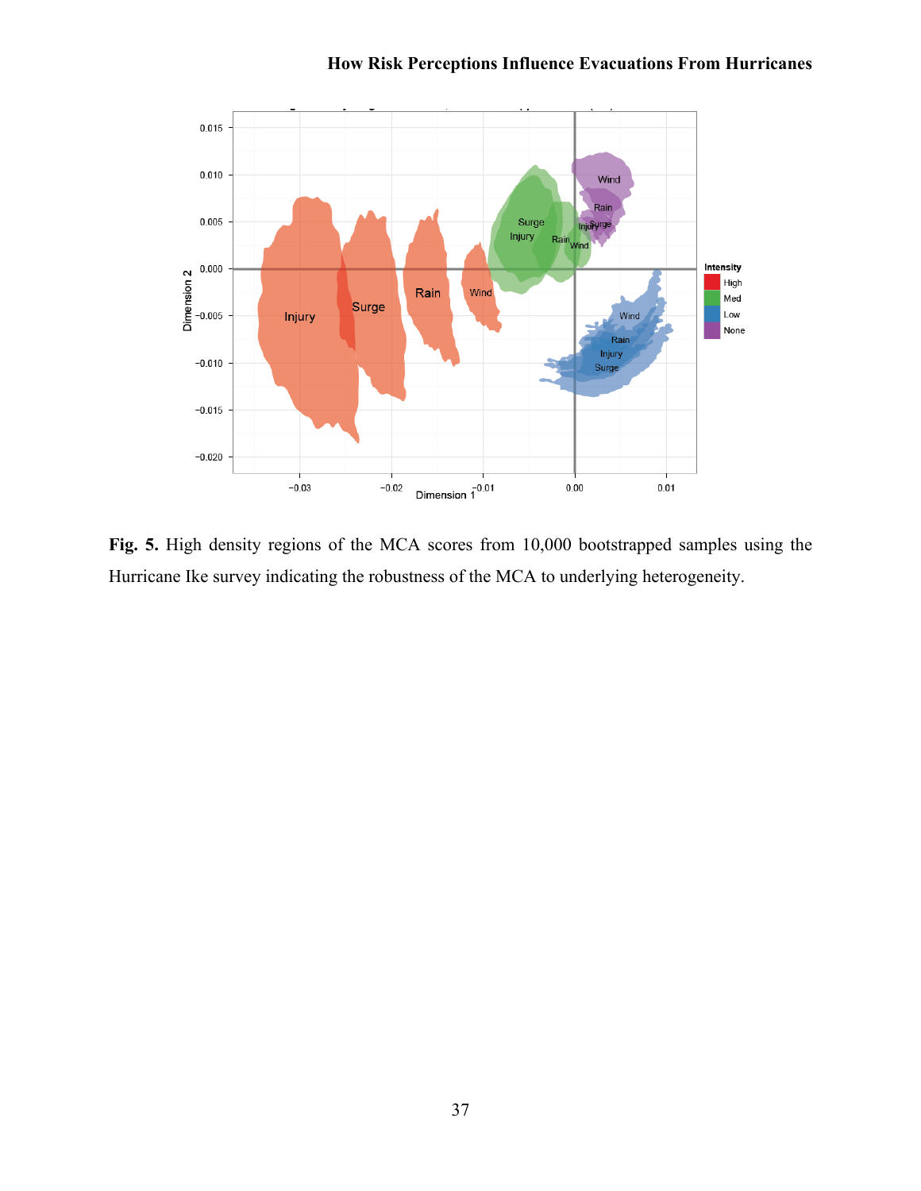0.015
0.010
0.005
0.000
−0.005
−0.010
−0.015
−0.020

Dimension 2

−0.03
−0.02
−0.01
0.00
0.01

Dimension 1

Injury
Surge
Rain
Wind
Surge
Injury
Rain
Wind
Wind
Rain
Injury
Surge
Wind
Rain
Injury
Surge

Intensity
High
Med
Low
None

**Fig. 5.** High density regions of the MCA scores from 10,000 bootstrapped samples using the Hurricane Ike survey indicating the robustness of the MCA to underlying heterogeneity.